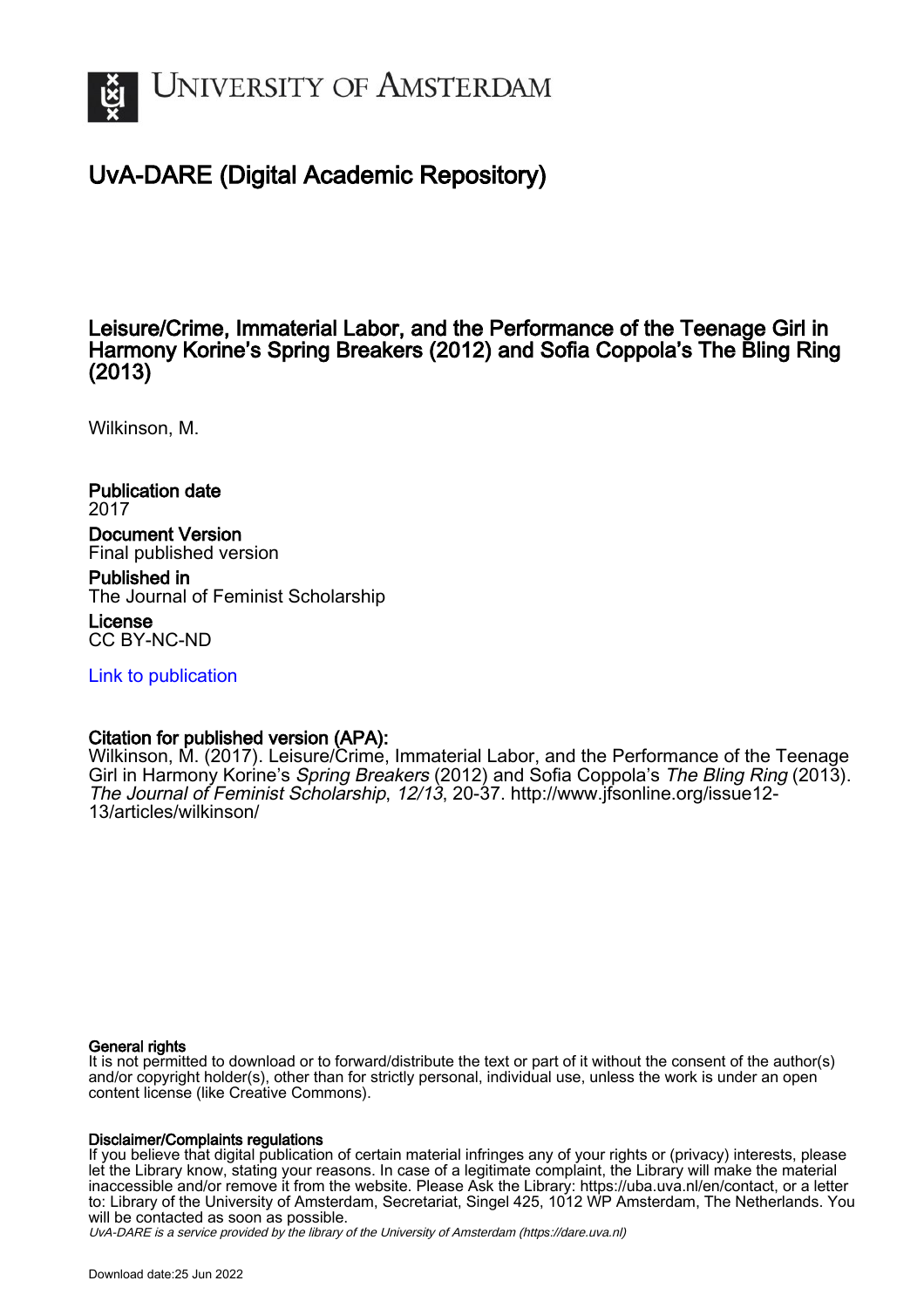# University of Amsterdam

## UvA-DARE (Digital Academic Repository)

### Leisure/Crime, Immaterial Labor, and the Performance of the Teenage Girl in Harmony Korine's Spring Breakers (2012) and Sofia Coppola's The Bling Ring (2013)

Wilkinson, M.

**Publication date**
2017

**Document Version**
Final published version

**Published in**
The Journal of Feminist Scholarship

**License**
CC BY-NC-ND

Link to publication

**Citation for published version (APA):**
Wilkinson, M. (2017). Leisure/Crime, Immaterial Labor, and the Performance of the Teenage Girl in Harmony Korine's *Spring Breakers* (2012) and Sofia Coppola's *The Bling Ring* (2013). *The Journal of Feminist Scholarship*, *12/13*, 20-37. http://www.jfsonline.org/issue12-13/articles/wilkinson/

**General rights**
It is not permitted to download or to forward/distribute the text or part of it without the consent of the author(s) and/or copyright holder(s), other than for strictly personal, individual use, unless the work is under an open content license (like Creative Commons).

**Disclaimer/Complaints regulations**
If you believe that digital publication of certain material infringes any of your rights or (privacy) interests, please let the Library know, stating your reasons. In case of a legitimate complaint, the Library will make the material inaccessible and/or remove it from the website. Please Ask the Library: https://uba.uva.nl/en/contact, or a letter to: Library of the University of Amsterdam, Secretariat, Singel 425, 1012 WP Amsterdam, The Netherlands. You will be contacted as soon as possible.

UvA-DARE is a service provided by the library of the University of Amsterdam (https://dare.uva.nl)

Download date:25 Jun 2022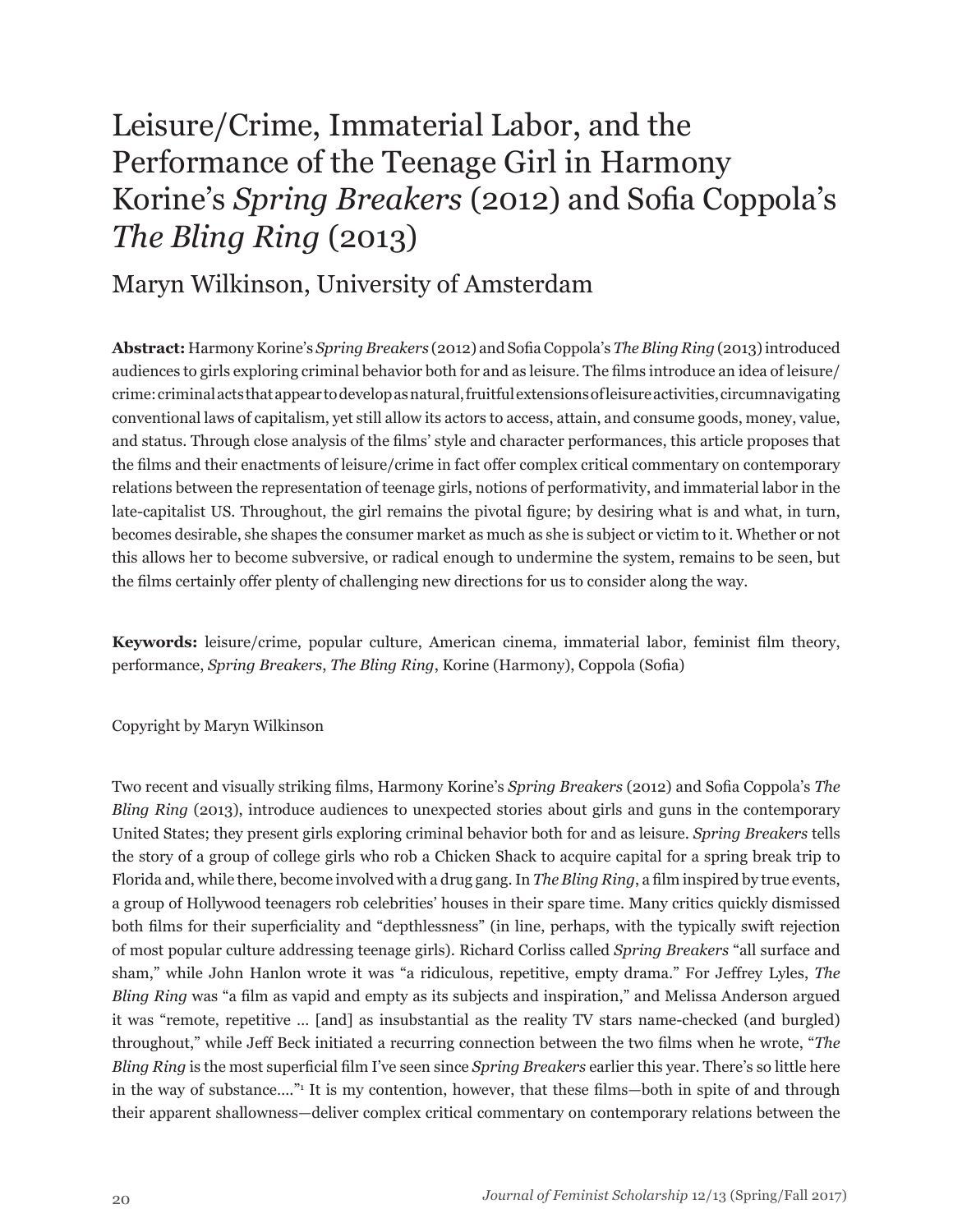# Leisure/Crime, Immaterial Labor, and the Performance of the Teenage Girl in Harmony Korine's *Spring Breakers* (2012) and Sofia Coppola's *The Bling Ring* (2013)

## Maryn Wilkinson, University of Amsterdam

**Abstract:** Harmony Korine's *Spring Breakers* (2012) and Sofia Coppola's *The Bling Ring* (2013) introduced audiences to girls exploring criminal behavior both for and as leisure. The films introduce an idea of leisure/crime: criminal acts that appear to develop as natural, fruitful extensions of leisure activities, circumnavigating conventional laws of capitalism, yet still allow its actors to access, attain, and consume goods, money, value, and status. Through close analysis of the films' style and character performances, this article proposes that the films and their enactments of leisure/crime in fact offer complex critical commentary on contemporary relations between the representation of teenage girls, notions of performativity, and immaterial labor in the late-capitalist US. Throughout, the girl remains the pivotal figure; by desiring what is and what, in turn, becomes desirable, she shapes the consumer market as much as she is subject or victim to it. Whether or not this allows her to become subversive, or radical enough to undermine the system, remains to be seen, but the films certainly offer plenty of challenging new directions for us to consider along the way.

**Keywords:** leisure/crime, popular culture, American cinema, immaterial labor, feminist film theory, performance, *Spring Breakers*, *The Bling Ring*, Korine (Harmony), Coppola (Sofia)

Copyright by Maryn Wilkinson

Two recent and visually striking films, Harmony Korine's *Spring Breakers* (2012) and Sofia Coppola's *The Bling Ring* (2013), introduce audiences to unexpected stories about girls and guns in the contemporary United States; they present girls exploring criminal behavior both for and as leisure. *Spring Breakers* tells the story of a group of college girls who rob a Chicken Shack to acquire capital for a spring break trip to Florida and, while there, become involved with a drug gang. In *The Bling Ring*, a film inspired by true events, a group of Hollywood teenagers rob celebrities' houses in their spare time. Many critics quickly dismissed both films for their superficiality and "depthlessness" (in line, perhaps, with the typically swift rejection of most popular culture addressing teenage girls). Richard Corliss called *Spring Breakers* "all surface and sham," while John Hanlon wrote it was "a ridiculous, repetitive, empty drama." For Jeffrey Lyles, *The Bling Ring* was "a film as vapid and empty as its subjects and inspiration," and Melissa Anderson argued it was "remote, repetitive … [and] as insubstantial as the reality TV stars name-checked (and burgled) throughout," while Jeff Beck initiated a recurring connection between the two films when he wrote, "*The Bling Ring* is the most superficial film I've seen since *Spring Breakers* earlier this year. There's so little here in the way of substance…."[1] It is my contention, however, that these films—both in spite of and through their apparent shallowness—deliver complex critical commentary on contemporary relations between the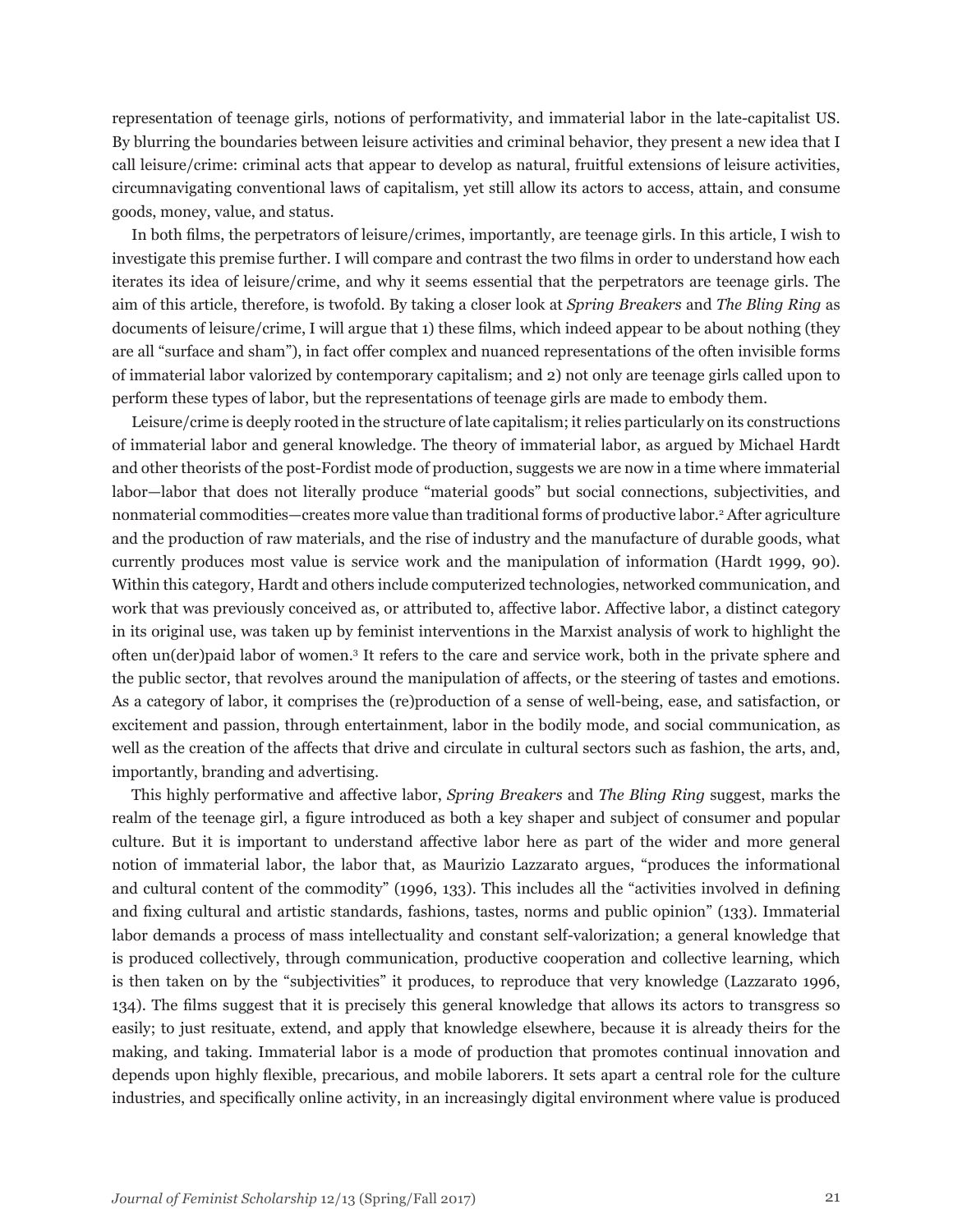representation of teenage girls, notions of performativity, and immaterial labor in the late-capitalist US. By blurring the boundaries between leisure activities and criminal behavior, they present a new idea that I call leisure/crime: criminal acts that appear to develop as natural, fruitful extensions of leisure activities, circumnavigating conventional laws of capitalism, yet still allow its actors to access, attain, and consume goods, money, value, and status.

In both films, the perpetrators of leisure/crimes, importantly, are teenage girls. In this article, I wish to investigate this premise further. I will compare and contrast the two films in order to understand how each iterates its idea of leisure/crime, and why it seems essential that the perpetrators are teenage girls. The aim of this article, therefore, is twofold. By taking a closer look at *Spring Breakers* and *The Bling Ring* as documents of leisure/crime, I will argue that 1) these films, which indeed appear to be about nothing (they are all "surface and sham"), in fact offer complex and nuanced representations of the often invisible forms of immaterial labor valorized by contemporary capitalism; and 2) not only are teenage girls called upon to perform these types of labor, but the representations of teenage girls are made to embody them.

Leisure/crime is deeply rooted in the structure of late capitalism; it relies particularly on its constructions of immaterial labor and general knowledge. The theory of immaterial labor, as argued by Michael Hardt and other theorists of the post-Fordist mode of production, suggests we are now in a time where immaterial labor—labor that does not literally produce "material goods" but social connections, subjectivities, and nonmaterial commodities—creates more value than traditional forms of productive labor.[2] After agriculture and the production of raw materials, and the rise of industry and the manufacture of durable goods, what currently produces most value is service work and the manipulation of information (Hardt 1999, 90). Within this category, Hardt and others include computerized technologies, networked communication, and work that was previously conceived as, or attributed to, affective labor. Affective labor, a distinct category in its original use, was taken up by feminist interventions in the Marxist analysis of work to highlight the often un(der)paid labor of women.[3] It refers to the care and service work, both in the private sphere and the public sector, that revolves around the manipulation of affects, or the steering of tastes and emotions. As a category of labor, it comprises the (re)production of a sense of well-being, ease, and satisfaction, or excitement and passion, through entertainment, labor in the bodily mode, and social communication, as well as the creation of the affects that drive and circulate in cultural sectors such as fashion, the arts, and, importantly, branding and advertising.

This highly performative and affective labor, *Spring Breakers* and *The Bling Ring* suggest, marks the realm of the teenage girl, a figure introduced as both a key shaper and subject of consumer and popular culture. But it is important to understand affective labor here as part of the wider and more general notion of immaterial labor, the labor that, as Maurizio Lazzarato argues, "produces the informational and cultural content of the commodity" (1996, 133). This includes all the "activities involved in defining and fixing cultural and artistic standards, fashions, tastes, norms and public opinion" (133). Immaterial labor demands a process of mass intellectuality and constant self-valorization; a general knowledge that is produced collectively, through communication, productive cooperation and collective learning, which is then taken on by the "subjectivities" it produces, to reproduce that very knowledge (Lazzarato 1996, 134). The films suggest that it is precisely this general knowledge that allows its actors to transgress so easily; to just resituate, extend, and apply that knowledge elsewhere, because it is already theirs for the making, and taking. Immaterial labor is a mode of production that promotes continual innovation and depends upon highly flexible, precarious, and mobile laborers. It sets apart a central role for the culture industries, and specifically online activity, in an increasingly digital environment where value is produced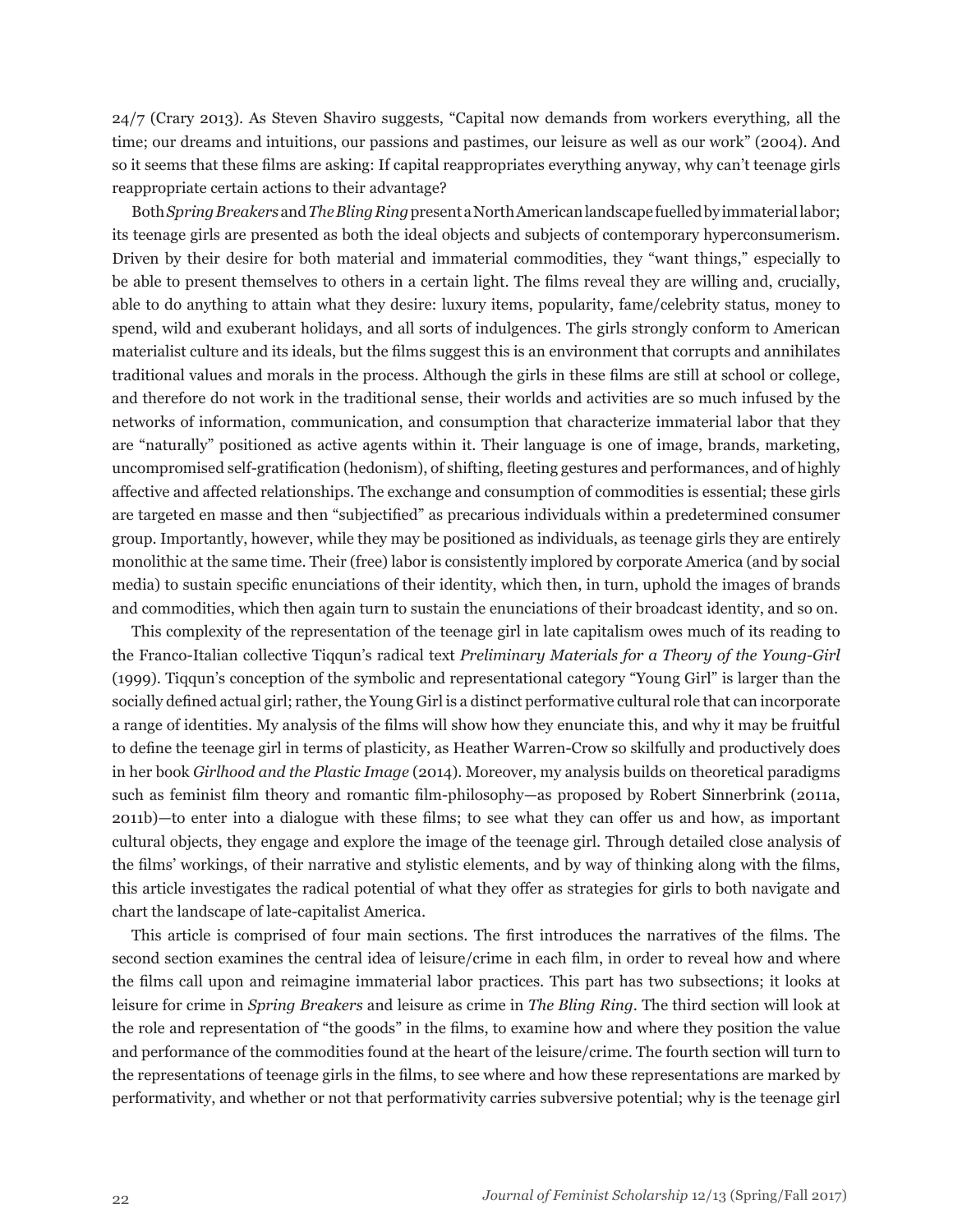24/7 (Crary 2013). As Steven Shaviro suggests, "Capital now demands from workers everything, all the time; our dreams and intuitions, our passions and pastimes, our leisure as well as our work" (2004). And so it seems that these films are asking: If capital reappropriates everything anyway, why can't teenage girls reappropriate certain actions to their advantage?

Both *Spring Breakers* and *The Bling Ring* present a North American landscape fuelled by immaterial labor; its teenage girls are presented as both the ideal objects and subjects of contemporary hyperconsumerism. Driven by their desire for both material and immaterial commodities, they "want things," especially to be able to present themselves to others in a certain light. The films reveal they are willing and, crucially, able to do anything to attain what they desire: luxury items, popularity, fame/celebrity status, money to spend, wild and exuberant holidays, and all sorts of indulgences. The girls strongly conform to American materialist culture and its ideals, but the films suggest this is an environment that corrupts and annihilates traditional values and morals in the process. Although the girls in these films are still at school or college, and therefore do not work in the traditional sense, their worlds and activities are so much infused by the networks of information, communication, and consumption that characterize immaterial labor that they are "naturally" positioned as active agents within it. Their language is one of image, brands, marketing, uncompromised self-gratification (hedonism), of shifting, fleeting gestures and performances, and of highly affective and affected relationships. The exchange and consumption of commodities is essential; these girls are targeted en masse and then "subjectified" as precarious individuals within a predetermined consumer group. Importantly, however, while they may be positioned as individuals, as teenage girls they are entirely monolithic at the same time. Their (free) labor is consistently implored by corporate America (and by social media) to sustain specific enunciations of their identity, which then, in turn, uphold the images of brands and commodities, which then again turn to sustain the enunciations of their broadcast identity, and so on.

This complexity of the representation of the teenage girl in late capitalism owes much of its reading to the Franco-Italian collective Tiqqun's radical text *Preliminary Materials for a Theory of the Young-Girl* (1999). Tiqqun's conception of the symbolic and representational category "Young Girl" is larger than the socially defined actual girl; rather, the Young Girl is a distinct performative cultural role that can incorporate a range of identities. My analysis of the films will show how they enunciate this, and why it may be fruitful to define the teenage girl in terms of plasticity, as Heather Warren-Crow so skilfully and productively does in her book *Girlhood and the Plastic Image* (2014). Moreover, my analysis builds on theoretical paradigms such as feminist film theory and romantic film-philosophy—as proposed by Robert Sinnerbrink (2011a, 2011b)—to enter into a dialogue with these films; to see what they can offer us and how, as important cultural objects, they engage and explore the image of the teenage girl. Through detailed close analysis of the films' workings, of their narrative and stylistic elements, and by way of thinking along with the films, this article investigates the radical potential of what they offer as strategies for girls to both navigate and chart the landscape of late-capitalist America.

This article is comprised of four main sections. The first introduces the narratives of the films. The second section examines the central idea of leisure/crime in each film, in order to reveal how and where the films call upon and reimagine immaterial labor practices. This part has two subsections; it looks at leisure for crime in *Spring Breakers* and leisure as crime in *The Bling Ring*. The third section will look at the role and representation of "the goods" in the films, to examine how and where they position the value and performance of the commodities found at the heart of the leisure/crime. The fourth section will turn to the representations of teenage girls in the films, to see where and how these representations are marked by performativity, and whether or not that performativity carries subversive potential; why is the teenage girl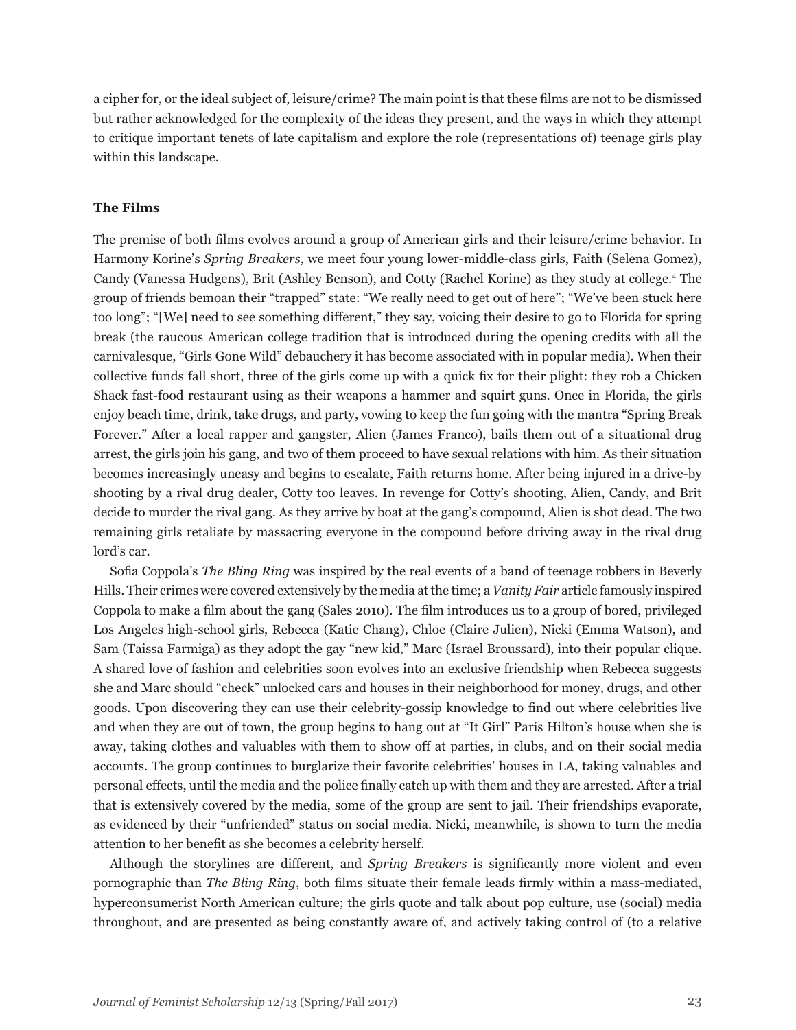a cipher for, or the ideal subject of, leisure/crime? The main point is that these films are not to be dismissed but rather acknowledged for the complexity of the ideas they present, and the ways in which they attempt to critique important tenets of late capitalism and explore the role (representations of) teenage girls play within this landscape.

**The Films**

The premise of both films evolves around a group of American girls and their leisure/crime behavior. In Harmony Korine's *Spring Breakers*, we meet four young lower-middle-class girls, Faith (Selena Gomez), Candy (Vanessa Hudgens), Brit (Ashley Benson), and Cotty (Rachel Korine) as they study at college.[4] The group of friends bemoan their "trapped" state: "We really need to get out of here"; "We've been stuck here too long"; "[We] need to see something different," they say, voicing their desire to go to Florida for spring break (the raucous American college tradition that is introduced during the opening credits with all the carnivalesque, "Girls Gone Wild" debauchery it has become associated with in popular media). When their collective funds fall short, three of the girls come up with a quick fix for their plight: they rob a Chicken Shack fast-food restaurant using as their weapons a hammer and squirt guns. Once in Florida, the girls enjoy beach time, drink, take drugs, and party, vowing to keep the fun going with the mantra "Spring Break Forever." After a local rapper and gangster, Alien (James Franco), bails them out of a situational drug arrest, the girls join his gang, and two of them proceed to have sexual relations with him. As their situation becomes increasingly uneasy and begins to escalate, Faith returns home. After being injured in a drive-by shooting by a rival drug dealer, Cotty too leaves. In revenge for Cotty's shooting, Alien, Candy, and Brit decide to murder the rival gang. As they arrive by boat at the gang's compound, Alien is shot dead. The two remaining girls retaliate by massacring everyone in the compound before driving away in the rival drug lord's car.

Sofia Coppola's *The Bling Ring* was inspired by the real events of a band of teenage robbers in Beverly Hills. Their crimes were covered extensively by the media at the time; a *Vanity Fair* article famously inspired Coppola to make a film about the gang (Sales 2010). The film introduces us to a group of bored, privileged Los Angeles high-school girls, Rebecca (Katie Chang), Chloe (Claire Julien), Nicki (Emma Watson), and Sam (Taissa Farmiga) as they adopt the gay "new kid," Marc (Israel Broussard), into their popular clique. A shared love of fashion and celebrities soon evolves into an exclusive friendship when Rebecca suggests she and Marc should "check" unlocked cars and houses in their neighborhood for money, drugs, and other goods. Upon discovering they can use their celebrity-gossip knowledge to find out where celebrities live and when they are out of town, the group begins to hang out at "It Girl" Paris Hilton's house when she is away, taking clothes and valuables with them to show off at parties, in clubs, and on their social media accounts. The group continues to burglarize their favorite celebrities' houses in LA, taking valuables and personal effects, until the media and the police finally catch up with them and they are arrested. After a trial that is extensively covered by the media, some of the group are sent to jail. Their friendships evaporate, as evidenced by their "unfriended" status on social media. Nicki, meanwhile, is shown to turn the media attention to her benefit as she becomes a celebrity herself.

Although the storylines are different, and *Spring Breakers* is significantly more violent and even pornographic than *The Bling Ring*, both films situate their female leads firmly within a mass-mediated, hyperconsumerist North American culture; the girls quote and talk about pop culture, use (social) media throughout, and are presented as being constantly aware of, and actively taking control of (to a relative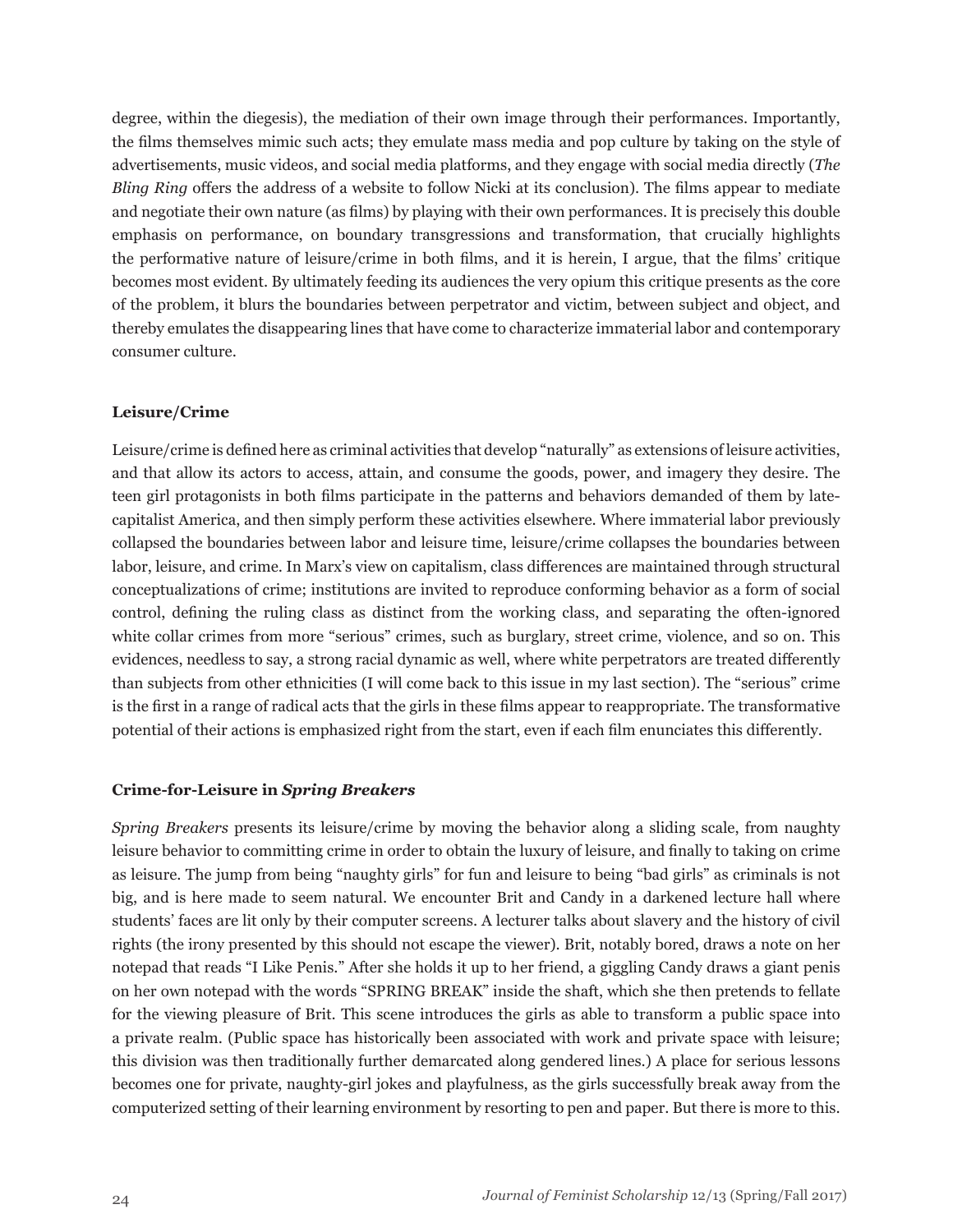degree, within the diegesis), the mediation of their own image through their performances. Importantly, the films themselves mimic such acts; they emulate mass media and pop culture by taking on the style of advertisements, music videos, and social media platforms, and they engage with social media directly (*The Bling Ring* offers the address of a website to follow Nicki at its conclusion). The films appear to mediate and negotiate their own nature (as films) by playing with their own performances. It is precisely this double emphasis on performance, on boundary transgressions and transformation, that crucially highlights the performative nature of leisure/crime in both films, and it is herein, I argue, that the films' critique becomes most evident. By ultimately feeding its audiences the very opium this critique presents as the core of the problem, it blurs the boundaries between perpetrator and victim, between subject and object, and thereby emulates the disappearing lines that have come to characterize immaterial labor and contemporary consumer culture.

### Leisure/Crime

Leisure/crime is defined here as criminal activities that develop "naturally" as extensions of leisure activities, and that allow its actors to access, attain, and consume the goods, power, and imagery they desire. The teen girl protagonists in both films participate in the patterns and behaviors demanded of them by late-capitalist America, and then simply perform these activities elsewhere. Where immaterial labor previously collapsed the boundaries between labor and leisure time, leisure/crime collapses the boundaries between labor, leisure, and crime. In Marx's view on capitalism, class differences are maintained through structural conceptualizations of crime; institutions are invited to reproduce conforming behavior as a form of social control, defining the ruling class as distinct from the working class, and separating the often-ignored white collar crimes from more "serious" crimes, such as burglary, street crime, violence, and so on. This evidences, needless to say, a strong racial dynamic as well, where white perpetrators are treated differently than subjects from other ethnicities (I will come back to this issue in my last section). The "serious" crime is the first in a range of radical acts that the girls in these films appear to reappropriate. The transformative potential of their actions is emphasized right from the start, even if each film enunciates this differently.

### Crime-for-Leisure in *Spring Breakers*

*Spring Breakers* presents its leisure/crime by moving the behavior along a sliding scale, from naughty leisure behavior to committing crime in order to obtain the luxury of leisure, and finally to taking on crime as leisure. The jump from being "naughty girls" for fun and leisure to being "bad girls" as criminals is not big, and is here made to seem natural. We encounter Brit and Candy in a darkened lecture hall where students' faces are lit only by their computer screens. A lecturer talks about slavery and the history of civil rights (the irony presented by this should not escape the viewer). Brit, notably bored, draws a note on her notepad that reads "I Like Penis." After she holds it up to her friend, a giggling Candy draws a giant penis on her own notepad with the words "SPRING BREAK" inside the shaft, which she then pretends to fellate for the viewing pleasure of Brit. This scene introduces the girls as able to transform a public space into a private realm. (Public space has historically been associated with work and private space with leisure; this division was then traditionally further demarcated along gendered lines.) A place for serious lessons becomes one for private, naughty-girl jokes and playfulness, as the girls successfully break away from the computerized setting of their learning environment by resorting to pen and paper. But there is more to this.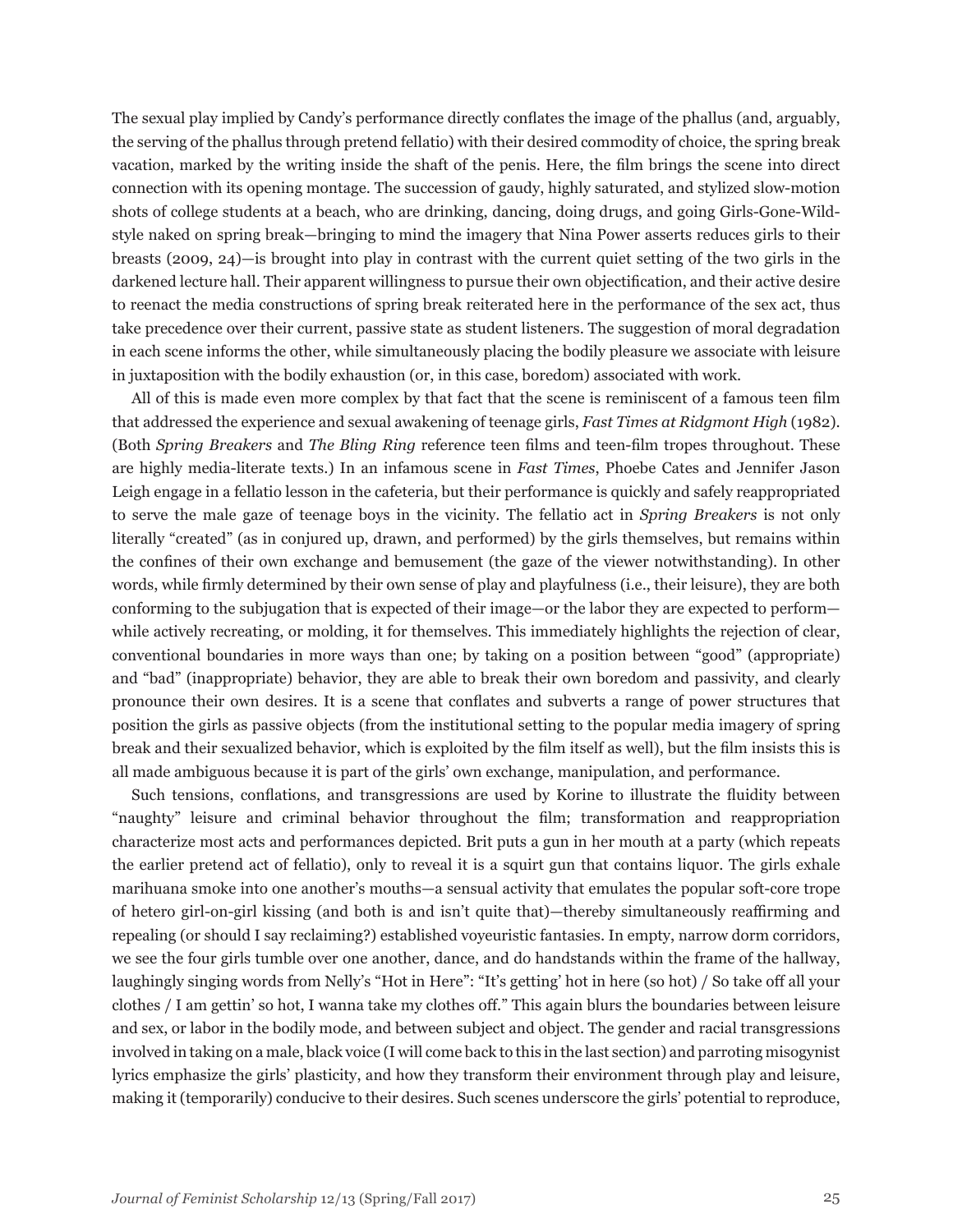The sexual play implied by Candy's performance directly conflates the image of the phallus (and, arguably, the serving of the phallus through pretend fellatio) with their desired commodity of choice, the spring break vacation, marked by the writing inside the shaft of the penis. Here, the film brings the scene into direct connection with its opening montage. The succession of gaudy, highly saturated, and stylized slow-motion shots of college students at a beach, who are drinking, dancing, doing drugs, and going Girls-Gone-Wild-style naked on spring break—bringing to mind the imagery that Nina Power asserts reduces girls to their breasts (2009, 24)—is brought into play in contrast with the current quiet setting of the two girls in the darkened lecture hall. Their apparent willingness to pursue their own objectification, and their active desire to reenact the media constructions of spring break reiterated here in the performance of the sex act, thus take precedence over their current, passive state as student listeners. The suggestion of moral degradation in each scene informs the other, while simultaneously placing the bodily pleasure we associate with leisure in juxtaposition with the bodily exhaustion (or, in this case, boredom) associated with work.

All of this is made even more complex by that fact that the scene is reminiscent of a famous teen film that addressed the experience and sexual awakening of teenage girls, *Fast Times at Ridgmont High* (1982). (Both *Spring Breakers* and *The Bling Ring* reference teen films and teen-film tropes throughout. These are highly media-literate texts.) In an infamous scene in *Fast Times*, Phoebe Cates and Jennifer Jason Leigh engage in a fellatio lesson in the cafeteria, but their performance is quickly and safely reappropriated to serve the male gaze of teenage boys in the vicinity. The fellatio act in *Spring Breakers* is not only literally "created" (as in conjured up, drawn, and performed) by the girls themselves, but remains within the confines of their own exchange and bemusement (the gaze of the viewer notwithstanding). In other words, while firmly determined by their own sense of play and playfulness (i.e., their leisure), they are both conforming to the subjugation that is expected of their image—or the labor they are expected to perform—while actively recreating, or molding, it for themselves. This immediately highlights the rejection of clear, conventional boundaries in more ways than one; by taking on a position between "good" (appropriate) and "bad" (inappropriate) behavior, they are able to break their own boredom and passivity, and clearly pronounce their own desires. It is a scene that conflates and subverts a range of power structures that position the girls as passive objects (from the institutional setting to the popular media imagery of spring break and their sexualized behavior, which is exploited by the film itself as well), but the film insists this is all made ambiguous because it is part of the girls' own exchange, manipulation, and performance.

Such tensions, conflations, and transgressions are used by Korine to illustrate the fluidity between "naughty" leisure and criminal behavior throughout the film; transformation and reappropriation characterize most acts and performances depicted. Brit puts a gun in her mouth at a party (which repeats the earlier pretend act of fellatio), only to reveal it is a squirt gun that contains liquor. The girls exhale marihuana smoke into one another's mouths—a sensual activity that emulates the popular soft-core trope of hetero girl-on-girl kissing (and both is and isn't quite that)—thereby simultaneously reaffirming and repealing (or should I say reclaiming?) established voyeuristic fantasies. In empty, narrow dorm corridors, we see the four girls tumble over one another, dance, and do handstands within the frame of the hallway, laughingly singing words from Nelly's "Hot in Here": "It's gettin' hot in here (so hot) / So take off all your clothes / I am gettin' so hot, I wanna take my clothes off." This again blurs the boundaries between leisure and sex, or labor in the bodily mode, and between subject and object. The gender and racial transgressions involved in taking on a male, black voice (I will come back to this in the last section) and parroting misogynist lyrics emphasize the girls' plasticity, and how they transform their environment through play and leisure, making it (temporarily) conducive to their desires. Such scenes underscore the girls' potential to reproduce,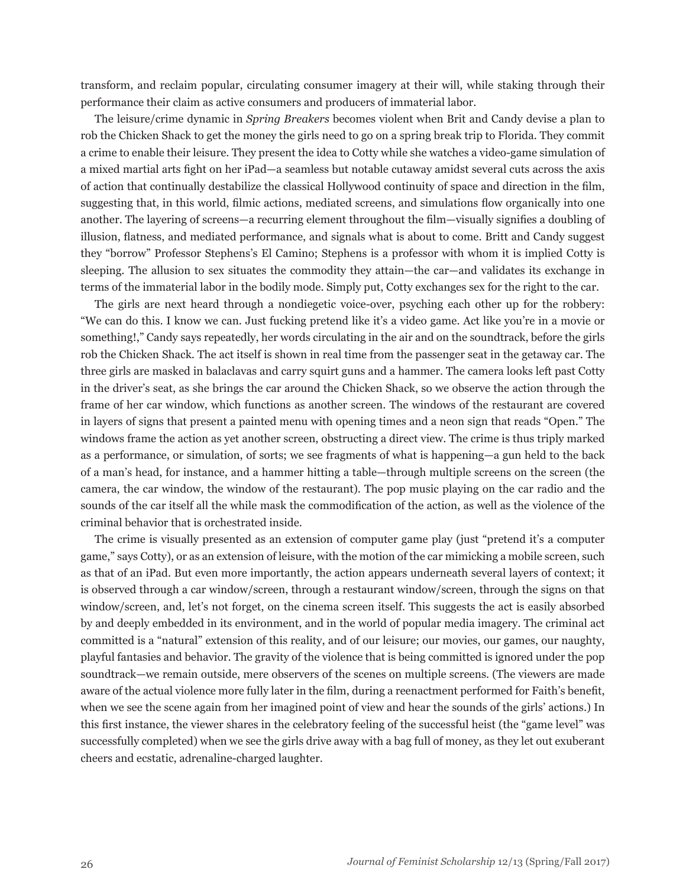transform, and reclaim popular, circulating consumer imagery at their will, while staking through their performance their claim as active consumers and producers of immaterial labor.

The leisure/crime dynamic in *Spring Breakers* becomes violent when Brit and Candy devise a plan to rob the Chicken Shack to get the money the girls need to go on a spring break trip to Florida. They commit a crime to enable their leisure. They present the idea to Cotty while she watches a video-game simulation of a mixed martial arts fight on her iPad—a seamless but notable cutaway amidst several cuts across the axis of action that continually destabilize the classical Hollywood continuity of space and direction in the film, suggesting that, in this world, filmic actions, mediated screens, and simulations flow organically into one another. The layering of screens—a recurring element throughout the film—visually signifies a doubling of illusion, flatness, and mediated performance, and signals what is about to come. Britt and Candy suggest they "borrow" Professor Stephens's El Camino; Stephens is a professor with whom it is implied Cotty is sleeping. The allusion to sex situates the commodity they attain—the car—and validates its exchange in terms of the immaterial labor in the bodily mode. Simply put, Cotty exchanges sex for the right to the car.

The girls are next heard through a nondiegetic voice-over, psyching each other up for the robbery: "We can do this. I know we can. Just fucking pretend like it's a video game. Act like you're in a movie or something!," Candy says repeatedly, her words circulating in the air and on the soundtrack, before the girls rob the Chicken Shack. The act itself is shown in real time from the passenger seat in the getaway car. The three girls are masked in balaclavas and carry squirt guns and a hammer. The camera looks left past Cotty in the driver's seat, as she brings the car around the Chicken Shack, so we observe the action through the frame of her car window, which functions as another screen. The windows of the restaurant are covered in layers of signs that present a painted menu with opening times and a neon sign that reads "Open." The windows frame the action as yet another screen, obstructing a direct view. The crime is thus triply marked as a performance, or simulation, of sorts; we see fragments of what is happening—a gun held to the back of a man's head, for instance, and a hammer hitting a table—through multiple screens on the screen (the camera, the car window, the window of the restaurant). The pop music playing on the car radio and the sounds of the car itself all the while mask the commodification of the action, as well as the violence of the criminal behavior that is orchestrated inside.

The crime is visually presented as an extension of computer game play (just "pretend it's a computer game," says Cotty), or as an extension of leisure, with the motion of the car mimicking a mobile screen, such as that of an iPad. But even more importantly, the action appears underneath several layers of context; it is observed through a car window/screen, through a restaurant window/screen, through the signs on that window/screen, and, let's not forget, on the cinema screen itself. This suggests the act is easily absorbed by and deeply embedded in its environment, and in the world of popular media imagery. The criminal act committed is a "natural" extension of this reality, and of our leisure; our movies, our games, our naughty, playful fantasies and behavior. The gravity of the violence that is being committed is ignored under the pop soundtrack—we remain outside, mere observers of the scenes on multiple screens. (The viewers are made aware of the actual violence more fully later in the film, during a reenactment performed for Faith's benefit, when we see the scene again from her imagined point of view and hear the sounds of the girls' actions.) In this first instance, the viewer shares in the celebratory feeling of the successful heist (the "game level" was successfully completed) when we see the girls drive away with a bag full of money, as they let out exuberant cheers and ecstatic, adrenaline-charged laughter.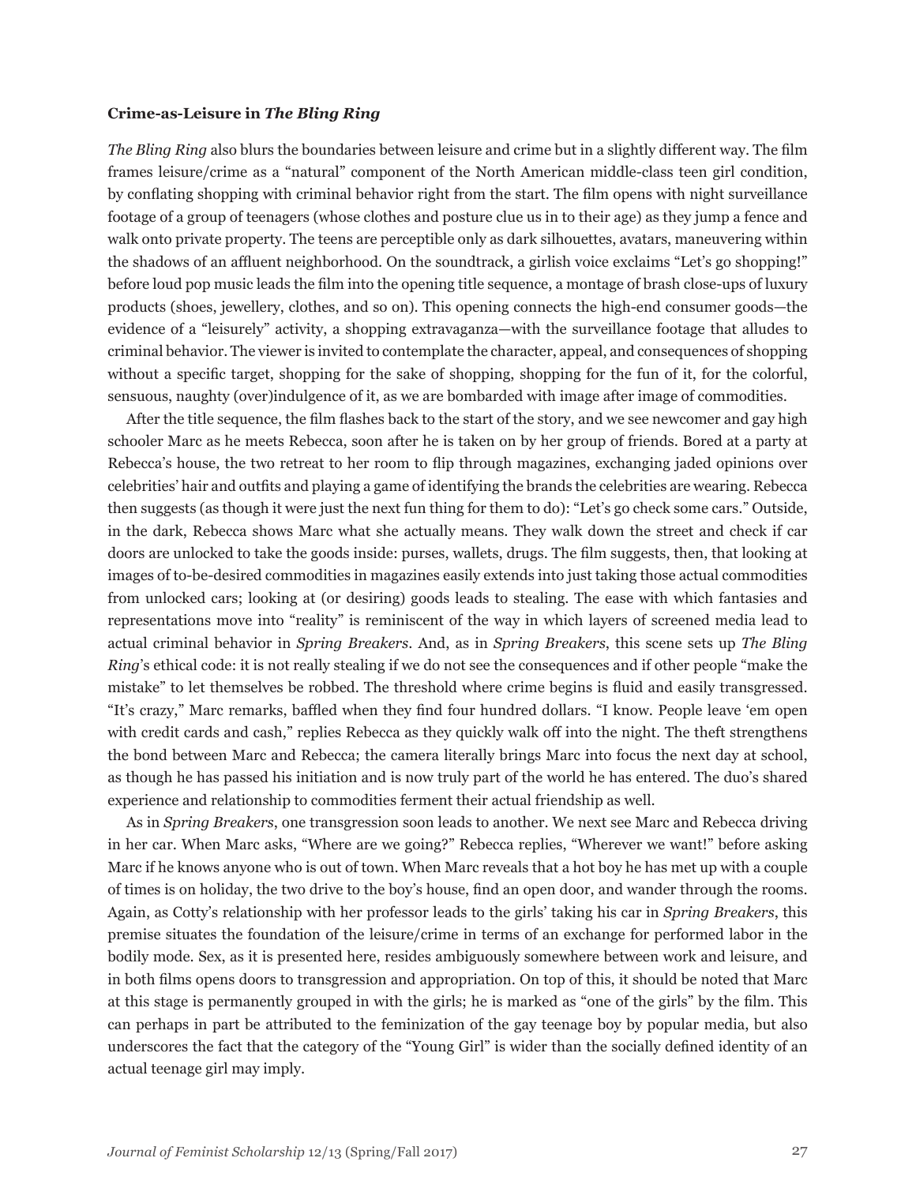**Crime-as-Leisure in *The Bling Ring***

*The Bling Ring* also blurs the boundaries between leisure and crime but in a slightly different way. The film frames leisure/crime as a "natural" component of the North American middle-class teen girl condition, by conflating shopping with criminal behavior right from the start. The film opens with night surveillance footage of a group of teenagers (whose clothes and posture clue us in to their age) as they jump a fence and walk onto private property. The teens are perceptible only as dark silhouettes, avatars, maneuvering within the shadows of an affluent neighborhood. On the soundtrack, a girlish voice exclaims "Let's go shopping!" before loud pop music leads the film into the opening title sequence, a montage of brash close-ups of luxury products (shoes, jewellery, clothes, and so on). This opening connects the high-end consumer goods—the evidence of a "leisurely" activity, a shopping extravaganza—with the surveillance footage that alludes to criminal behavior. The viewer is invited to contemplate the character, appeal, and consequences of shopping without a specific target, shopping for the sake of shopping, shopping for the fun of it, for the colorful, sensuous, naughty (over)indulgence of it, as we are bombarded with image after image of commodities.

After the title sequence, the film flashes back to the start of the story, and we see newcomer and gay high schooler Marc as he meets Rebecca, soon after he is taken on by her group of friends. Bored at a party at Rebecca's house, the two retreat to her room to flip through magazines, exchanging jaded opinions over celebrities' hair and outfits and playing a game of identifying the brands the celebrities are wearing. Rebecca then suggests (as though it were just the next fun thing for them to do): "Let's go check some cars." Outside, in the dark, Rebecca shows Marc what she actually means. They walk down the street and check if car doors are unlocked to take the goods inside: purses, wallets, drugs. The film suggests, then, that looking at images of to-be-desired commodities in magazines easily extends into just taking those actual commodities from unlocked cars; looking at (or desiring) goods leads to stealing. The ease with which fantasies and representations move into "reality" is reminiscent of the way in which layers of screened media lead to actual criminal behavior in *Spring Breakers*. And, as in *Spring Breakers*, this scene sets up *The Bling Ring*'s ethical code: it is not really stealing if we do not see the consequences and if other people "make the mistake" to let themselves be robbed. The threshold where crime begins is fluid and easily transgressed. "It's crazy," Marc remarks, baffled when they find four hundred dollars. "I know. People leave 'em open with credit cards and cash," replies Rebecca as they quickly walk off into the night. The theft strengthens the bond between Marc and Rebecca; the camera literally brings Marc into focus the next day at school, as though he has passed his initiation and is now truly part of the world he has entered. The duo's shared experience and relationship to commodities ferment their actual friendship as well.

As in *Spring Breakers*, one transgression soon leads to another. We next see Marc and Rebecca driving in her car. When Marc asks, "Where are we going?" Rebecca replies, "Wherever we want!" before asking Marc if he knows anyone who is out of town. When Marc reveals that a hot boy he has met up with a couple of times is on holiday, the two drive to the boy's house, find an open door, and wander through the rooms. Again, as Cotty's relationship with her professor leads to the girls' taking his car in *Spring Breakers*, this premise situates the foundation of the leisure/crime in terms of an exchange for performed labor in the bodily mode. Sex, as it is presented here, resides ambiguously somewhere between work and leisure, and in both films opens doors to transgression and appropriation. On top of this, it should be noted that Marc at this stage is permanently grouped in with the girls; he is marked as "one of the girls" by the film. This can perhaps in part be attributed to the feminization of the gay teenage boy by popular media, but also underscores the fact that the category of the "Young Girl" is wider than the socially defined identity of an actual teenage girl may imply.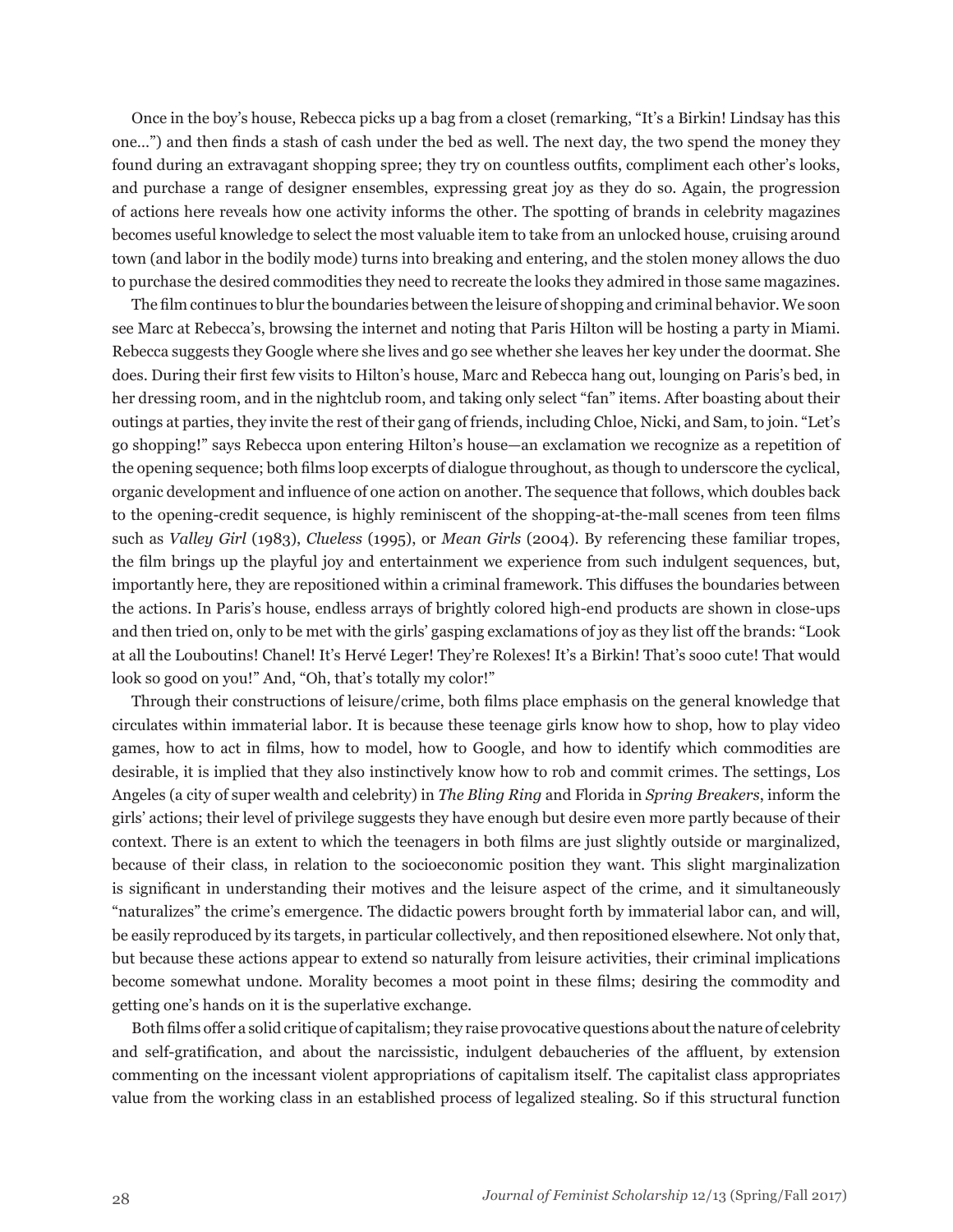Once in the boy's house, Rebecca picks up a bag from a closet (remarking, "It's a Birkin! Lindsay has this one…") and then finds a stash of cash under the bed as well. The next day, the two spend the money they found during an extravagant shopping spree; they try on countless outfits, compliment each other's looks, and purchase a range of designer ensembles, expressing great joy as they do so. Again, the progression of actions here reveals how one activity informs the other. The spotting of brands in celebrity magazines becomes useful knowledge to select the most valuable item to take from an unlocked house, cruising around town (and labor in the bodily mode) turns into breaking and entering, and the stolen money allows the duo to purchase the desired commodities they need to recreate the looks they admired in those same magazines.

The film continues to blur the boundaries between the leisure of shopping and criminal behavior. We soon see Marc at Rebecca's, browsing the internet and noting that Paris Hilton will be hosting a party in Miami. Rebecca suggests they Google where she lives and go see whether she leaves her key under the doormat. She does. During their first few visits to Hilton's house, Marc and Rebecca hang out, lounging on Paris's bed, in her dressing room, and in the nightclub room, and taking only select "fan" items. After boasting about their outings at parties, they invite the rest of their gang of friends, including Chloe, Nicki, and Sam, to join. "Let's go shopping!" says Rebecca upon entering Hilton's house—an exclamation we recognize as a repetition of the opening sequence; both films loop excerpts of dialogue throughout, as though to underscore the cyclical, organic development and influence of one action on another. The sequence that follows, which doubles back to the opening-credit sequence, is highly reminiscent of the shopping-at-the-mall scenes from teen films such as *Valley Girl* (1983), *Clueless* (1995), or *Mean Girls* (2004). By referencing these familiar tropes, the film brings up the playful joy and entertainment we experience from such indulgent sequences, but, importantly here, they are repositioned within a criminal framework. This diffuses the boundaries between the actions. In Paris's house, endless arrays of brightly colored high-end products are shown in close-ups and then tried on, only to be met with the girls' gasping exclamations of joy as they list off the brands: "Look at all the Louboutins! Chanel! It's Hervé Leger! They're Rolexes! It's a Birkin! That's sooo cute! That would look so good on you!" And, "Oh, that's totally my color!"

Through their constructions of leisure/crime, both films place emphasis on the general knowledge that circulates within immaterial labor. It is because these teenage girls know how to shop, how to play video games, how to act in films, how to model, how to Google, and how to identify which commodities are desirable, it is implied that they also instinctively know how to rob and commit crimes. The settings, Los Angeles (a city of super wealth and celebrity) in *The Bling Ring* and Florida in *Spring Breakers*, inform the girls' actions; their level of privilege suggests they have enough but desire even more partly because of their context. There is an extent to which the teenagers in both films are just slightly outside or marginalized, because of their class, in relation to the socioeconomic position they want. This slight marginalization is significant in understanding their motives and the leisure aspect of the crime, and it simultaneously "naturalizes" the crime's emergence. The didactic powers brought forth by immaterial labor can, and will, be easily reproduced by its targets, in particular collectively, and then repositioned elsewhere. Not only that, but because these actions appear to extend so naturally from leisure activities, their criminal implications become somewhat undone. Morality becomes a moot point in these films; desiring the commodity and getting one's hands on it is the superlative exchange.

Both films offer a solid critique of capitalism; they raise provocative questions about the nature of celebrity and self-gratification, and about the narcissistic, indulgent debaucheries of the affluent, by extension commenting on the incessant violent appropriations of capitalism itself. The capitalist class appropriates value from the working class in an established process of legalized stealing. So if this structural function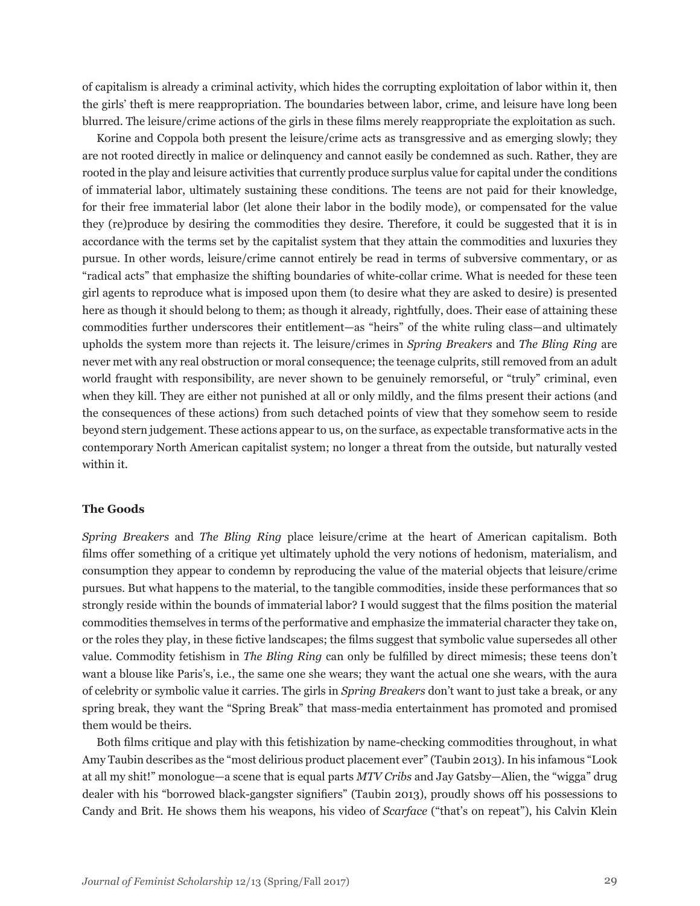of capitalism is already a criminal activity, which hides the corrupting exploitation of labor within it, then the girls' theft is mere reappropriation. The boundaries between labor, crime, and leisure have long been blurred. The leisure/crime actions of the girls in these films merely reappropriate the exploitation as such.

Korine and Coppola both present the leisure/crime acts as transgressive and as emerging slowly; they are not rooted directly in malice or delinquency and cannot easily be condemned as such. Rather, they are rooted in the play and leisure activities that currently produce surplus value for capital under the conditions of immaterial labor, ultimately sustaining these conditions. The teens are not paid for their knowledge, for their free immaterial labor (let alone their labor in the bodily mode), or compensated for the value they (re)produce by desiring the commodities they desire. Therefore, it could be suggested that it is in accordance with the terms set by the capitalist system that they attain the commodities and luxuries they pursue. In other words, leisure/crime cannot entirely be read in terms of subversive commentary, or as "radical acts" that emphasize the shifting boundaries of white-collar crime. What is needed for these teen girl agents to reproduce what is imposed upon them (to desire what they are asked to desire) is presented here as though it should belong to them; as though it already, rightfully, does. Their ease of attaining these commodities further underscores their entitlement—as "heirs" of the white ruling class—and ultimately upholds the system more than rejects it. The leisure/crimes in *Spring Breakers* and *The Bling Ring* are never met with any real obstruction or moral consequence; the teenage culprits, still removed from an adult world fraught with responsibility, are never shown to be genuinely remorseful, or "truly" criminal, even when they kill. They are either not punished at all or only mildly, and the films present their actions (and the consequences of these actions) from such detached points of view that they somehow seem to reside beyond stern judgement. These actions appear to us, on the surface, as expectable transformative acts in the contemporary North American capitalist system; no longer a threat from the outside, but naturally vested within it.

## The Goods

*Spring Breakers* and *The Bling Ring* place leisure/crime at the heart of American capitalism. Both films offer something of a critique yet ultimately uphold the very notions of hedonism, materialism, and consumption they appear to condemn by reproducing the value of the material objects that leisure/crime pursues. But what happens to the material, to the tangible commodities, inside these performances that so strongly reside within the bounds of immaterial labor? I would suggest that the films position the material commodities themselves in terms of the performative and emphasize the immaterial character they take on, or the roles they play, in these fictive landscapes; the films suggest that symbolic value supersedes all other value. Commodity fetishism in *The Bling Ring* can only be fulfilled by direct mimesis; these teens don't want a blouse like Paris's, i.e., the same one she wears; they want the actual one she wears, with the aura of celebrity or symbolic value it carries. The girls in *Spring Breakers* don't want to just take a break, or any spring break, they want the "Spring Break" that mass-media entertainment has promoted and promised them would be theirs.

Both films critique and play with this fetishization by name-checking commodities throughout, in what Amy Taubin describes as the "most delirious product placement ever" (Taubin 2013). In his infamous "Look at all my shit!" monologue—a scene that is equal parts *MTV Cribs* and Jay Gatsby—Alien, the "wigga" drug dealer with his "borrowed black-gangster signifiers" (Taubin 2013), proudly shows off his possessions to Candy and Brit. He shows them his weapons, his video of *Scarface* ("that's on repeat"), his Calvin Klein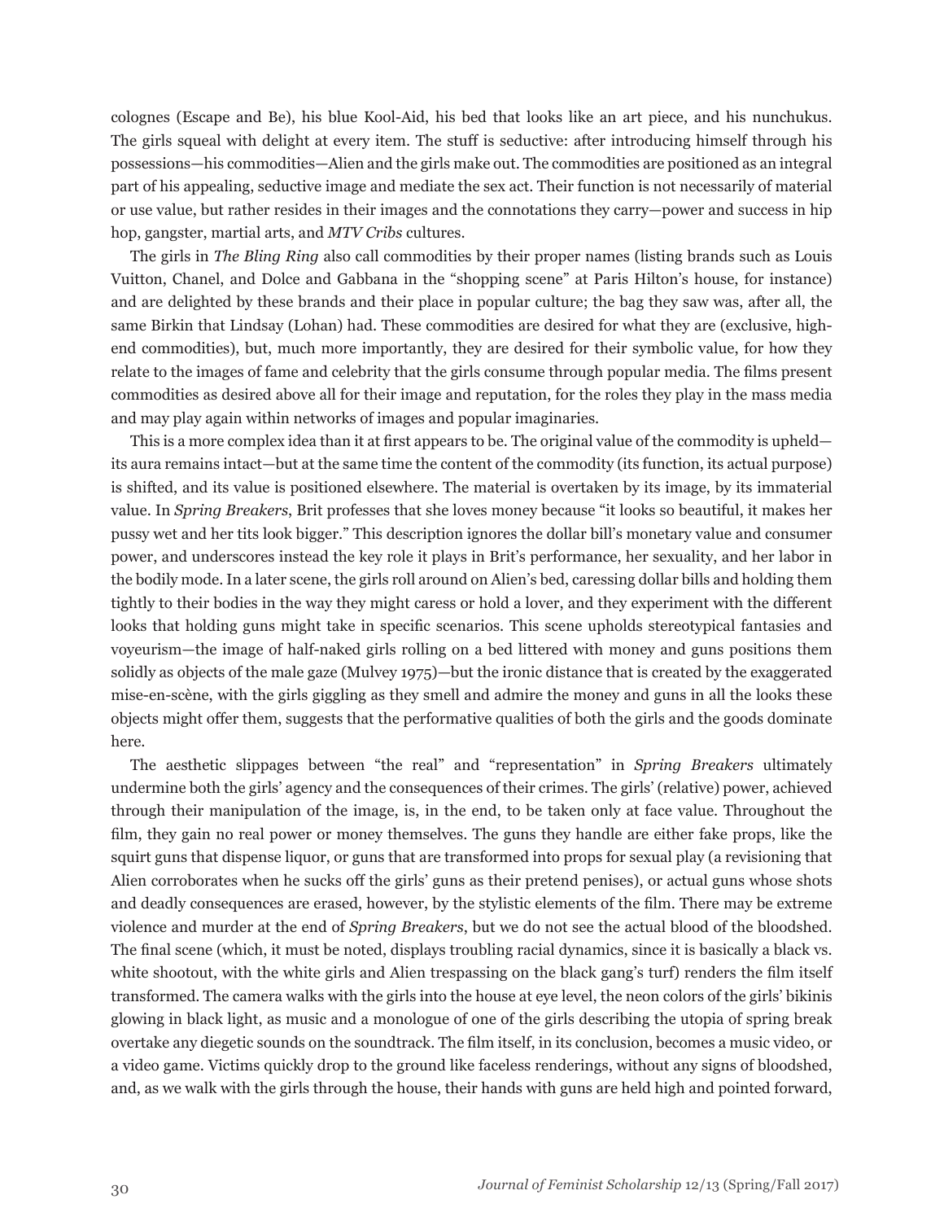colognes (Escape and Be), his blue Kool-Aid, his bed that looks like an art piece, and his nunchukus. The girls squeal with delight at every item. The stuff is seductive: after introducing himself through his possessions—his commodities—Alien and the girls make out. The commodities are positioned as an integral part of his appealing, seductive image and mediate the sex act. Their function is not necessarily of material or use value, but rather resides in their images and the connotations they carry—power and success in hip hop, gangster, martial arts, and *MTV Cribs* cultures.

The girls in *The Bling Ring* also call commodities by their proper names (listing brands such as Louis Vuitton, Chanel, and Dolce and Gabbana in the "shopping scene" at Paris Hilton's house, for instance) and are delighted by these brands and their place in popular culture; the bag they saw was, after all, the same Birkin that Lindsay (Lohan) had. These commodities are desired for what they are (exclusive, high-end commodities), but, much more importantly, they are desired for their symbolic value, for how they relate to the images of fame and celebrity that the girls consume through popular media. The films present commodities as desired above all for their image and reputation, for the roles they play in the mass media and may play again within networks of images and popular imaginaries.

This is a more complex idea than it at first appears to be. The original value of the commodity is upheld—its aura remains intact—but at the same time the content of the commodity (its function, its actual purpose) is shifted, and its value is positioned elsewhere. The material is overtaken by its image, by its immaterial value. In *Spring Breakers*, Brit professes that she loves money because "it looks so beautiful, it makes her pussy wet and her tits look bigger." This description ignores the dollar bill's monetary value and consumer power, and underscores instead the key role it plays in Brit's performance, her sexuality, and her labor in the bodily mode. In a later scene, the girls roll around on Alien's bed, caressing dollar bills and holding them tightly to their bodies in the way they might caress or hold a lover, and they experiment with the different looks that holding guns might take in specific scenarios. This scene upholds stereotypical fantasies and voyeurism—the image of half-naked girls rolling on a bed littered with money and guns positions them solidly as objects of the male gaze (Mulvey 1975)—but the ironic distance that is created by the exaggerated mise-en-scène, with the girls giggling as they smell and admire the money and guns in all the looks these objects might offer them, suggests that the performative qualities of both the girls and the goods dominate here.

The aesthetic slippages between "the real" and "representation" in *Spring Breakers* ultimately undermine both the girls' agency and the consequences of their crimes. The girls' (relative) power, achieved through their manipulation of the image, is, in the end, to be taken only at face value. Throughout the film, they gain no real power or money themselves. The guns they handle are either fake props, like the squirt guns that dispense liquor, or guns that are transformed into props for sexual play (a revisioning that Alien corroborates when he sucks off the girls' guns as their pretend penises), or actual guns whose shots and deadly consequences are erased, however, by the stylistic elements of the film. There may be extreme violence and murder at the end of *Spring Breakers*, but we do not see the actual blood of the bloodshed. The final scene (which, it must be noted, displays troubling racial dynamics, since it is basically a black vs. white shootout, with the white girls and Alien trespassing on the black gang's turf) renders the film itself transformed. The camera walks with the girls into the house at eye level, the neon colors of the girls' bikinis glowing in black light, as music and a monologue of one of the girls describing the utopia of spring break overtake any diegetic sounds on the soundtrack. The film itself, in its conclusion, becomes a music video, or a video game. Victims quickly drop to the ground like faceless renderings, without any signs of bloodshed, and, as we walk with the girls through the house, their hands with guns are held high and pointed forward,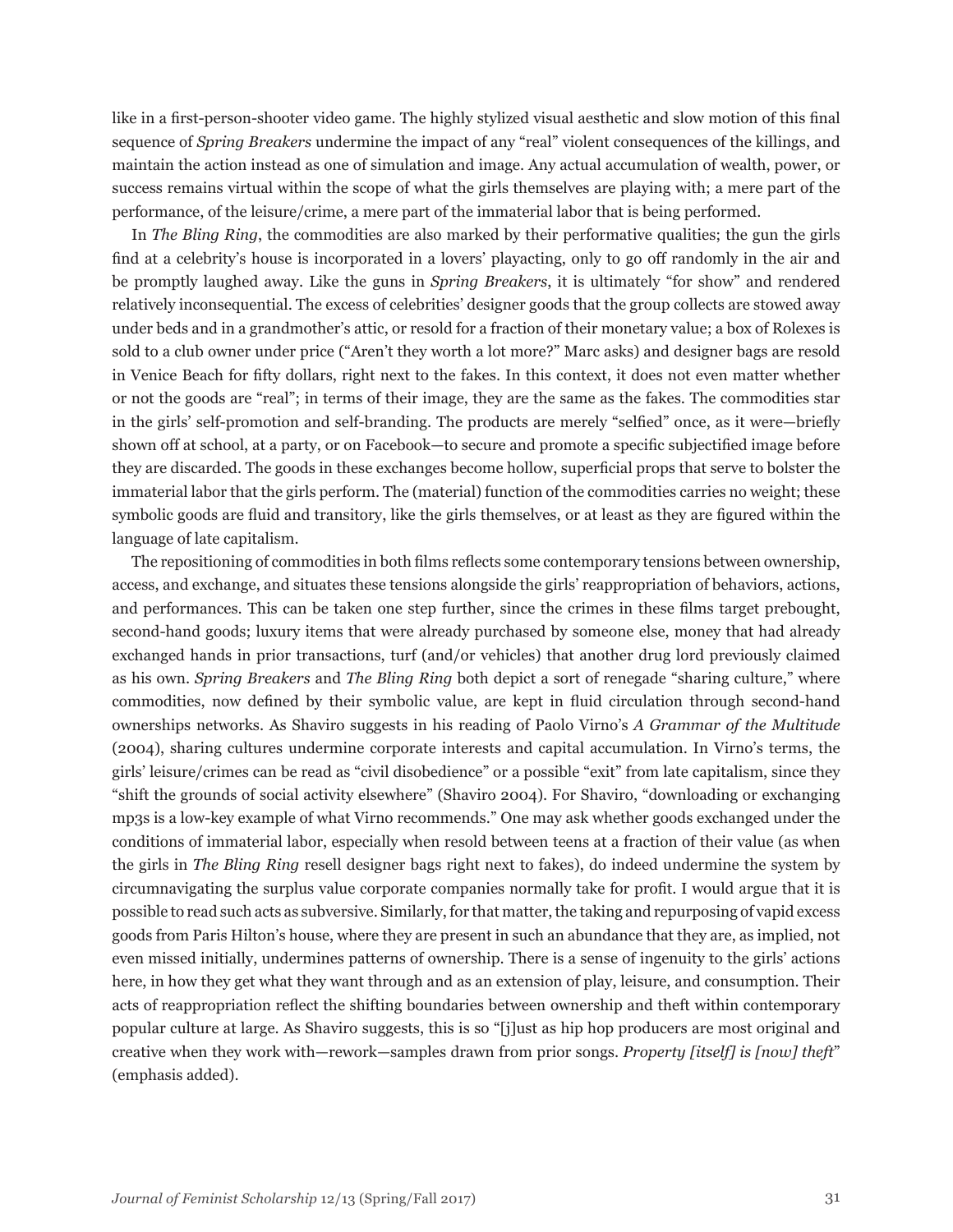like in a first-person-shooter video game. The highly stylized visual aesthetic and slow motion of this final sequence of *Spring Breakers* undermine the impact of any "real" violent consequences of the killings, and maintain the action instead as one of simulation and image. Any actual accumulation of wealth, power, or success remains virtual within the scope of what the girls themselves are playing with; a mere part of the performance, of the leisure/crime, a mere part of the immaterial labor that is being performed.

In *The Bling Ring*, the commodities are also marked by their performative qualities; the gun the girls find at a celebrity's house is incorporated in a lovers' playacting, only to go off randomly in the air and be promptly laughed away. Like the guns in *Spring Breakers*, it is ultimately "for show" and rendered relatively inconsequential. The excess of celebrities' designer goods that the group collects are stowed away under beds and in a grandmother's attic, or resold for a fraction of their monetary value; a box of Rolexes is sold to a club owner under price ("Aren't they worth a lot more?" Marc asks) and designer bags are resold in Venice Beach for fifty dollars, right next to the fakes. In this context, it does not even matter whether or not the goods are "real"; in terms of their image, they are the same as the fakes. The commodities star in the girls' self-promotion and self-branding. The products are merely "selfied" once, as it were—briefly shown off at school, at a party, or on Facebook—to secure and promote a specific subjectified image before they are discarded. The goods in these exchanges become hollow, superficial props that serve to bolster the immaterial labor that the girls perform. The (material) function of the commodities carries no weight; these symbolic goods are fluid and transitory, like the girls themselves, or at least as they are figured within the language of late capitalism.

The repositioning of commodities in both films reflects some contemporary tensions between ownership, access, and exchange, and situates these tensions alongside the girls' reappropriation of behaviors, actions, and performances. This can be taken one step further, since the crimes in these films target prebought, second-hand goods; luxury items that were already purchased by someone else, money that had already exchanged hands in prior transactions, turf (and/or vehicles) that another drug lord previously claimed as his own. *Spring Breakers* and *The Bling Ring* both depict a sort of renegade "sharing culture," where commodities, now defined by their symbolic value, are kept in fluid circulation through second-hand ownerships networks. As Shaviro suggests in his reading of Paolo Virno's *A Grammar of the Multitude* (2004), sharing cultures undermine corporate interests and capital accumulation. In Virno's terms, the girls' leisure/crimes can be read as "civil disobedience" or a possible "exit" from late capitalism, since they "shift the grounds of social activity elsewhere" (Shaviro 2004). For Shaviro, "downloading or exchanging mp3s is a low-key example of what Virno recommends." One may ask whether goods exchanged under the conditions of immaterial labor, especially when resold between teens at a fraction of their value (as when the girls in *The Bling Ring* resell designer bags right next to fakes), do indeed undermine the system by circumnavigating the surplus value corporate companies normally take for profit. I would argue that it is possible to read such acts as subversive. Similarly, for that matter, the taking and repurposing of vapid excess goods from Paris Hilton's house, where they are present in such an abundance that they are, as implied, not even missed initially, undermines patterns of ownership. There is a sense of ingenuity to the girls' actions here, in how they get what they want through and as an extension of play, leisure, and consumption. Their acts of reappropriation reflect the shifting boundaries between ownership and theft within contemporary popular culture at large. As Shaviro suggests, this is so "[j]ust as hip hop producers are most original and creative when they work with—rework—samples drawn from prior songs. *Property [itself] is [now] theft*" (emphasis added).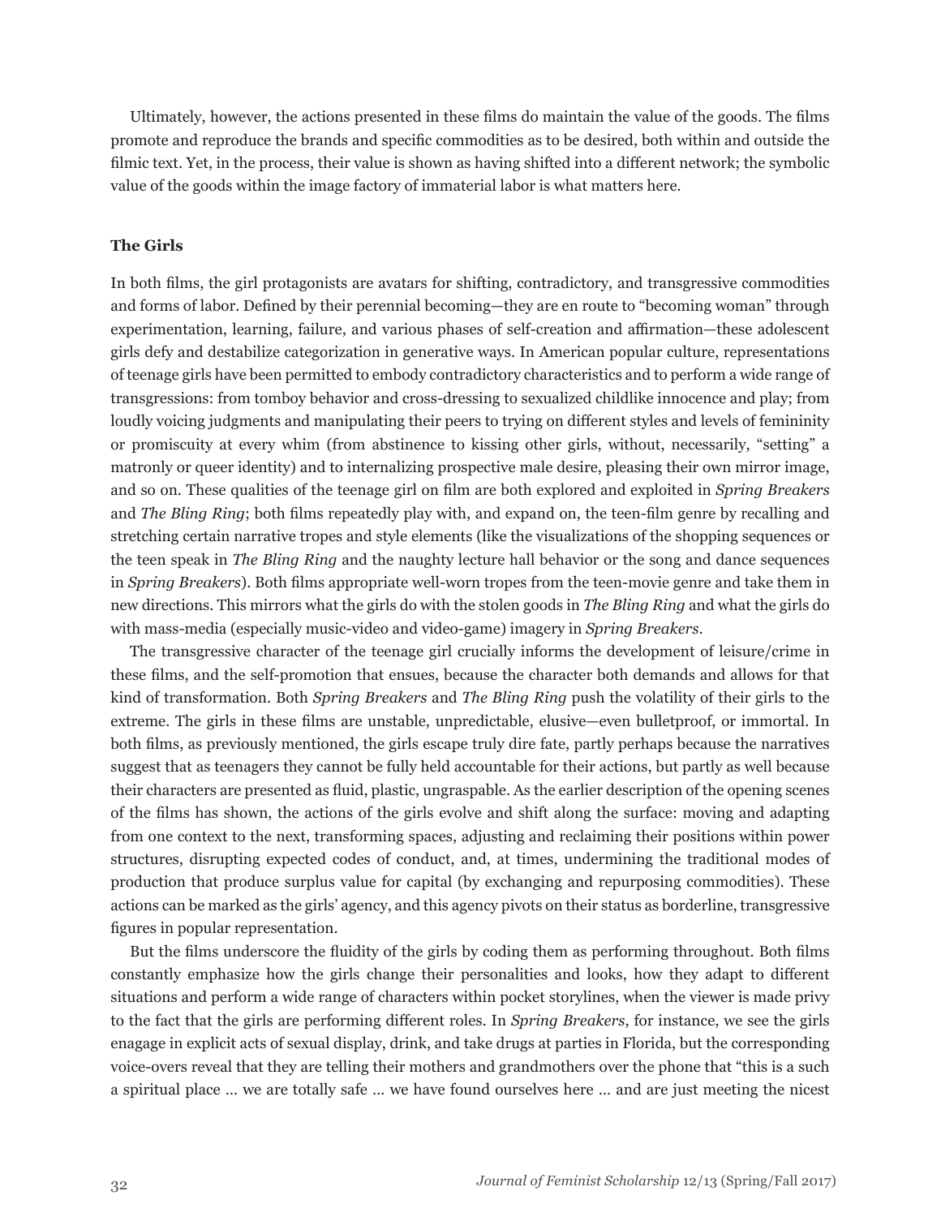Ultimately, however, the actions presented in these films do maintain the value of the goods. The films promote and reproduce the brands and specific commodities as to be desired, both within and outside the filmic text. Yet, in the process, their value is shown as having shifted into a different network; the symbolic value of the goods within the image factory of immaterial labor is what matters here.

**The Girls**

In both films, the girl protagonists are avatars for shifting, contradictory, and transgressive commodities and forms of labor. Defined by their perennial becoming—they are en route to "becoming woman" through experimentation, learning, failure, and various phases of self-creation and affirmation—these adolescent girls defy and destabilize categorization in generative ways. In American popular culture, representations of teenage girls have been permitted to embody contradictory characteristics and to perform a wide range of transgressions: from tomboy behavior and cross-dressing to sexualized childlike innocence and play; from loudly voicing judgments and manipulating their peers to trying on different styles and levels of femininity or promiscuity at every whim (from abstinence to kissing other girls, without, necessarily, "setting" a matronly or queer identity) and to internalizing prospective male desire, pleasing their own mirror image, and so on. These qualities of the teenage girl on film are both explored and exploited in *Spring Breakers* and *The Bling Ring*; both films repeatedly play with, and expand on, the teen-film genre by recalling and stretching certain narrative tropes and style elements (like the visualizations of the shopping sequences or the teen speak in *The Bling Ring* and the naughty lecture hall behavior or the song and dance sequences in *Spring Breakers*). Both films appropriate well-worn tropes from the teen-movie genre and take them in new directions. This mirrors what the girls do with the stolen goods in *The Bling Ring* and what the girls do with mass-media (especially music-video and video-game) imagery in *Spring Breakers*.

The transgressive character of the teenage girl crucially informs the development of leisure/crime in these films, and the self-promotion that ensues, because the character both demands and allows for that kind of transformation. Both *Spring Breakers* and *The Bling Ring* push the volatility of their girls to the extreme. The girls in these films are unstable, unpredictable, elusive—even bulletproof, or immortal. In both films, as previously mentioned, the girls escape truly dire fate, partly perhaps because the narratives suggest that as teenagers they cannot be fully held accountable for their actions, but partly as well because their characters are presented as fluid, plastic, ungraspable. As the earlier description of the opening scenes of the films has shown, the actions of the girls evolve and shift along the surface: moving and adapting from one context to the next, transforming spaces, adjusting and reclaiming their positions within power structures, disrupting expected codes of conduct, and, at times, undermining the traditional modes of production that produce surplus value for capital (by exchanging and repurposing commodities). These actions can be marked as the girls' agency, and this agency pivots on their status as borderline, transgressive figures in popular representation.

But the films underscore the fluidity of the girls by coding them as performing throughout. Both films constantly emphasize how the girls change their personalities and looks, how they adapt to different situations and perform a wide range of characters within pocket storylines, when the viewer is made privy to the fact that the girls are performing different roles. In *Spring Breakers*, for instance, we see the girls enagage in explicit acts of sexual display, drink, and take drugs at parties in Florida, but the corresponding voice-overs reveal that they are telling their mothers and grandmothers over the phone that "this is a such a spiritual place … we are totally safe … we have found ourselves here … and are just meeting the nicest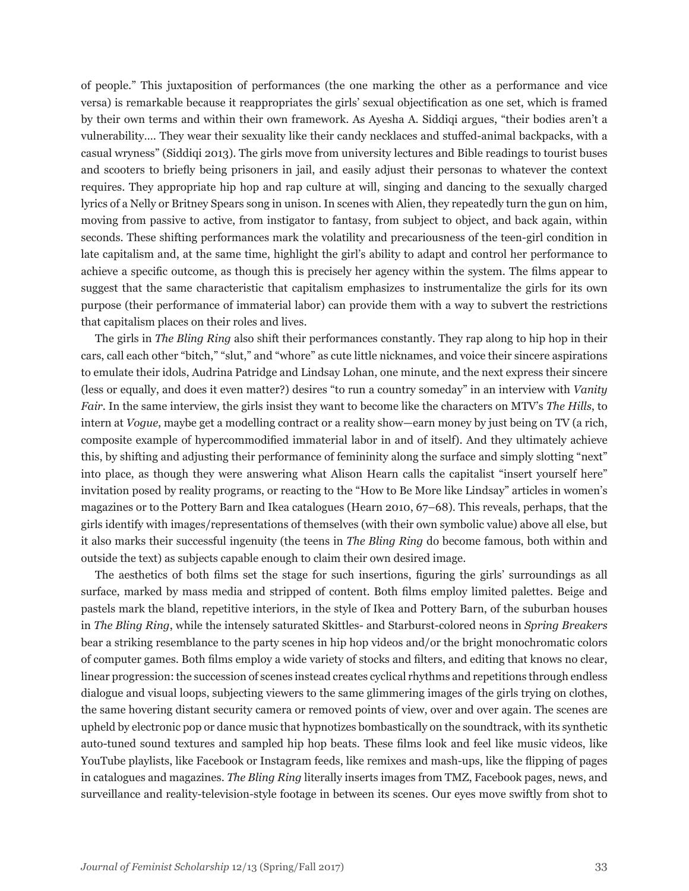of people." This juxtaposition of performances (the one marking the other as a performance and vice versa) is remarkable because it reappropriates the girls' sexual objectification as one set, which is framed by their own terms and within their own framework. As Ayesha A. Siddiqi argues, "their bodies aren't a vulnerability.... They wear their sexuality like their candy necklaces and stuffed-animal backpacks, with a casual wryness" (Siddiqi 2013). The girls move from university lectures and Bible readings to tourist buses and scooters to briefly being prisoners in jail, and easily adjust their personas to whatever the context requires. They appropriate hip hop and rap culture at will, singing and dancing to the sexually charged lyrics of a Nelly or Britney Spears song in unison. In scenes with Alien, they repeatedly turn the gun on him, moving from passive to active, from instigator to fantasy, from subject to object, and back again, within seconds. These shifting performances mark the volatility and precariousness of the teen-girl condition in late capitalism and, at the same time, highlight the girl's ability to adapt and control her performance to achieve a specific outcome, as though this is precisely her agency within the system. The films appear to suggest that the same characteristic that capitalism emphasizes to instrumentalize the girls for its own purpose (their performance of immaterial labor) can provide them with a way to subvert the restrictions that capitalism places on their roles and lives.

The girls in *The Bling Ring* also shift their performances constantly. They rap along to hip hop in their cars, call each other "bitch," "slut," and "whore" as cute little nicknames, and voice their sincere aspirations to emulate their idols, Audrina Patridge and Lindsay Lohan, one minute, and the next express their sincere (less or equally, and does it even matter?) desires "to run a country someday" in an interview with *Vanity Fair*. In the same interview, the girls insist they want to become like the characters on MTV's *The Hills*, to intern at *Vogue*, maybe get a modelling contract or a reality show—earn money by just being on TV (a rich, composite example of hypercommodified immaterial labor in and of itself). And they ultimately achieve this, by shifting and adjusting their performance of femininity along the surface and simply slotting "next" into place, as though they were answering what Alison Hearn calls the capitalist "insert yourself here" invitation posed by reality programs, or reacting to the "How to Be More like Lindsay" articles in women's magazines or to the Pottery Barn and Ikea catalogues (Hearn 2010, 67–68). This reveals, perhaps, that the girls identify with images/representations of themselves (with their own symbolic value) above all else, but it also marks their successful ingenuity (the teens in *The Bling Ring* do become famous, both within and outside the text) as subjects capable enough to claim their own desired image.

The aesthetics of both films set the stage for such insertions, figuring the girls' surroundings as all surface, marked by mass media and stripped of content. Both films employ limited palettes. Beige and pastels mark the bland, repetitive interiors, in the style of Ikea and Pottery Barn, of the suburban houses in *The Bling Ring*, while the intensely saturated Skittles- and Starburst-colored neons in *Spring Breakers* bear a striking resemblance to the party scenes in hip hop videos and/or the bright monochromatic colors of computer games. Both films employ a wide variety of stocks and filters, and editing that knows no clear, linear progression: the succession of scenes instead creates cyclical rhythms and repetitions through endless dialogue and visual loops, subjecting viewers to the same glimmering images of the girls trying on clothes, the same hovering distant security camera or removed points of view, over and over again. The scenes are upheld by electronic pop or dance music that hypnotizes bombastically on the soundtrack, with its synthetic auto-tuned sound textures and sampled hip hop beats. These films look and feel like music videos, like YouTube playlists, like Facebook or Instagram feeds, like remixes and mash-ups, like the flipping of pages in catalogues and magazines. *The Bling Ring* literally inserts images from TMZ, Facebook pages, news, and surveillance and reality-television-style footage in between its scenes. Our eyes move swiftly from shot to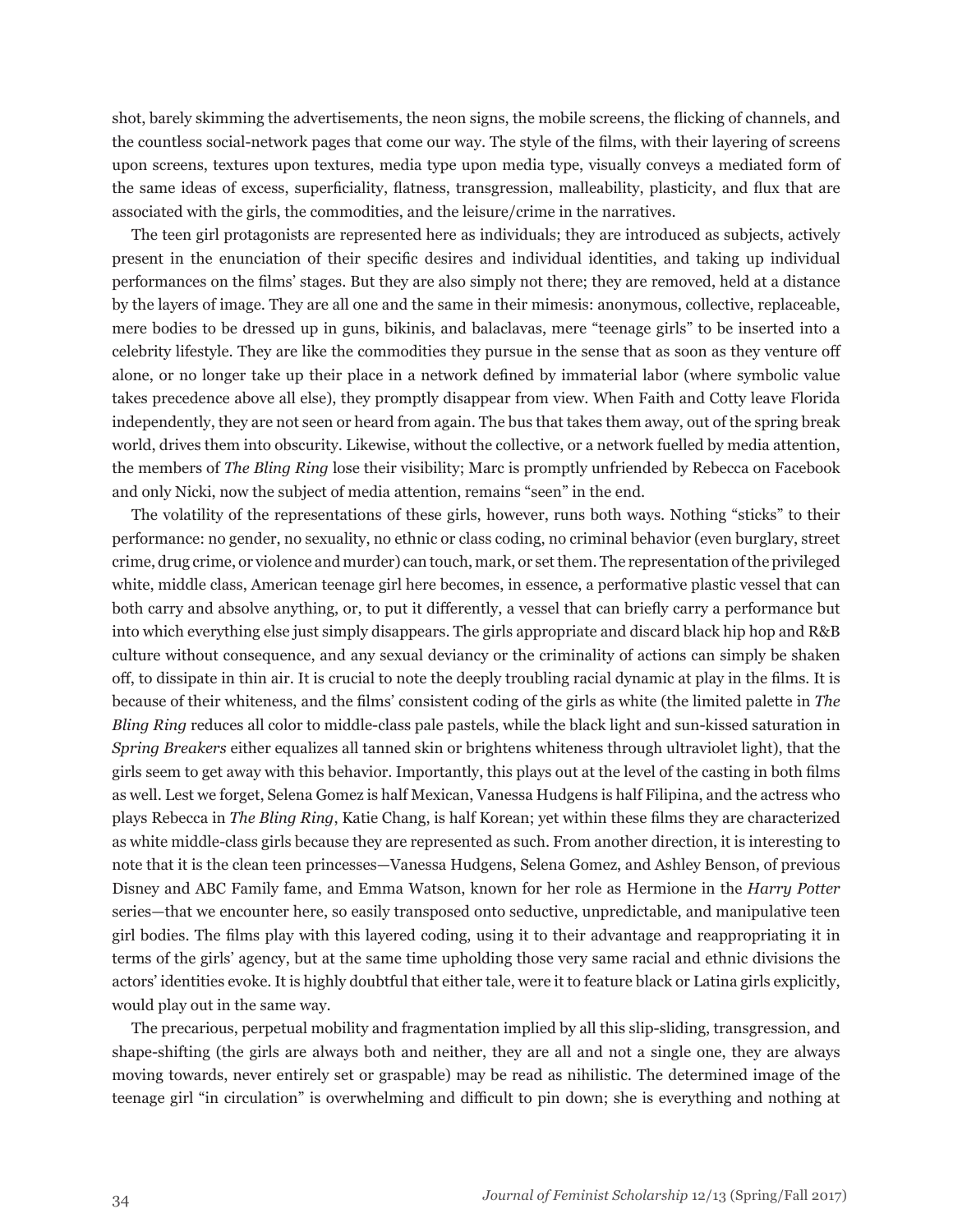shot, barely skimming the advertisements, the neon signs, the mobile screens, the flicking of channels, and the countless social-network pages that come our way. The style of the films, with their layering of screens upon screens, textures upon textures, media type upon media type, visually conveys a mediated form of the same ideas of excess, superficiality, flatness, transgression, malleability, plasticity, and flux that are associated with the girls, the commodities, and the leisure/crime in the narratives.

The teen girl protagonists are represented here as individuals; they are introduced as subjects, actively present in the enunciation of their specific desires and individual identities, and taking up individual performances on the films' stages. But they are also simply not there; they are removed, held at a distance by the layers of image. They are all one and the same in their mimesis: anonymous, collective, replaceable, mere bodies to be dressed up in guns, bikinis, and balaclavas, mere "teenage girls" to be inserted into a celebrity lifestyle. They are like the commodities they pursue in the sense that as soon as they venture off alone, or no longer take up their place in a network defined by immaterial labor (where symbolic value takes precedence above all else), they promptly disappear from view. When Faith and Cotty leave Florida independently, they are not seen or heard from again. The bus that takes them away, out of the spring break world, drives them into obscurity. Likewise, without the collective, or a network fuelled by media attention, the members of *The Bling Ring* lose their visibility; Marc is promptly unfriended by Rebecca on Facebook and only Nicki, now the subject of media attention, remains "seen" in the end.

The volatility of the representations of these girls, however, runs both ways. Nothing "sticks" to their performance: no gender, no sexuality, no ethnic or class coding, no criminal behavior (even burglary, street crime, drug crime, or violence and murder) can touch, mark, or set them. The representation of the privileged white, middle class, American teenage girl here becomes, in essence, a performative plastic vessel that can both carry and absolve anything, or, to put it differently, a vessel that can briefly carry a performance but into which everything else just simply disappears. The girls appropriate and discard black hip hop and R&B culture without consequence, and any sexual deviancy or the criminality of actions can simply be shaken off, to dissipate in thin air. It is crucial to note the deeply troubling racial dynamic at play in the films. It is because of their whiteness, and the films' consistent coding of the girls as white (the limited palette in *The Bling Ring* reduces all color to middle-class pale pastels, while the black light and sun-kissed saturation in *Spring Breakers* either equalizes all tanned skin or brightens whiteness through ultraviolet light), that the girls seem to get away with this behavior. Importantly, this plays out at the level of the casting in both films as well. Lest we forget, Selena Gomez is half Mexican, Vanessa Hudgens is half Filipina, and the actress who plays Rebecca in *The Bling Ring*, Katie Chang, is half Korean; yet within these films they are characterized as white middle-class girls because they are represented as such. From another direction, it is interesting to note that it is the clean teen princesses—Vanessa Hudgens, Selena Gomez, and Ashley Benson, of previous Disney and ABC Family fame, and Emma Watson, known for her role as Hermione in the *Harry Potter* series—that we encounter here, so easily transposed onto seductive, unpredictable, and manipulative teen girl bodies. The films play with this layered coding, using it to their advantage and reappropriating it in terms of the girls' agency, but at the same time upholding those very same racial and ethnic divisions the actors' identities evoke. It is highly doubtful that either tale, were it to feature black or Latina girls explicitly, would play out in the same way.

The precarious, perpetual mobility and fragmentation implied by all this slip-sliding, transgression, and shape-shifting (the girls are always both and neither, they are all and not a single one, they are always moving towards, never entirely set or graspable) may be read as nihilistic. The determined image of the teenage girl "in circulation" is overwhelming and difficult to pin down; she is everything and nothing at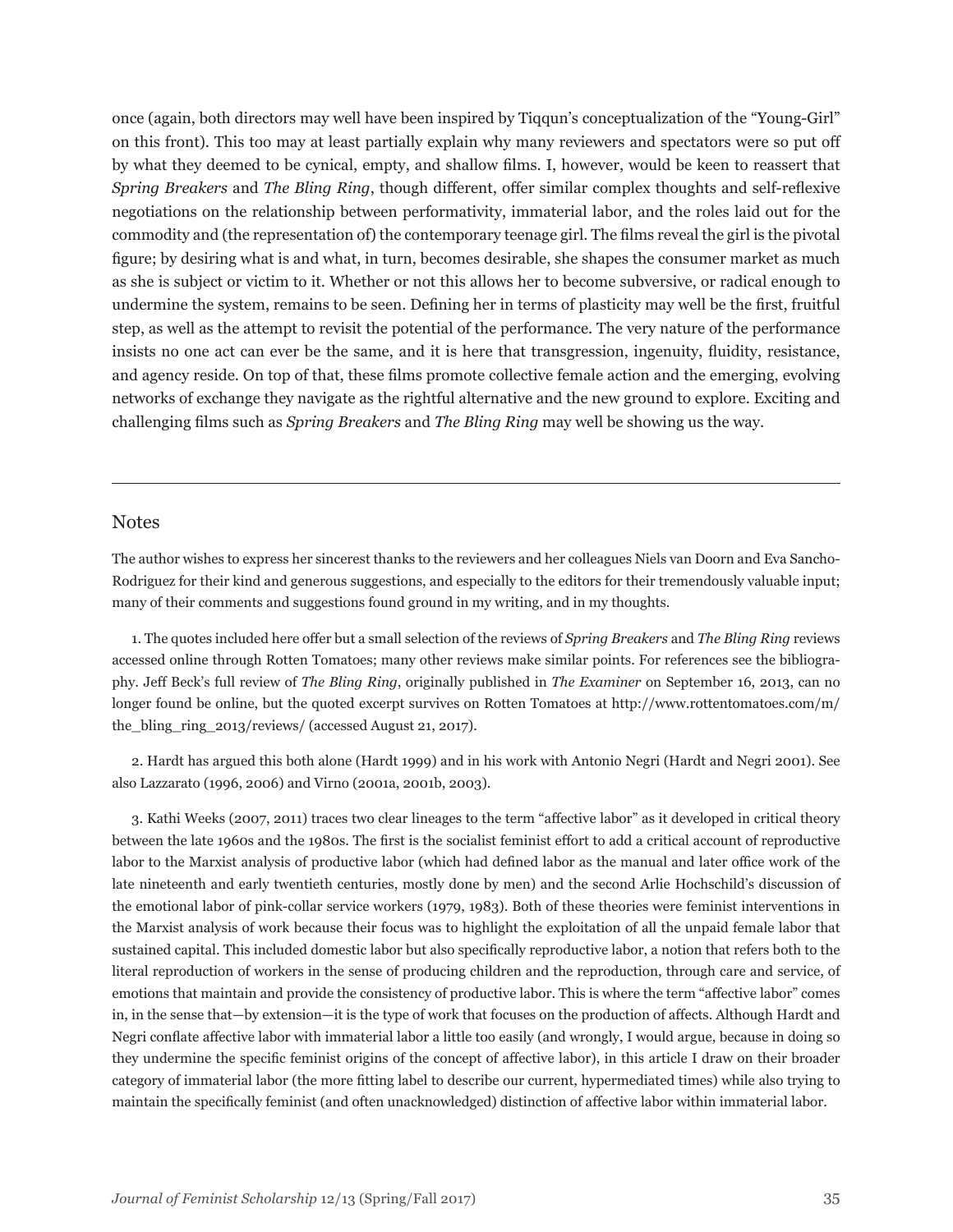once (again, both directors may well have been inspired by Tiqqun's conceptualization of the "Young-Girl" on this front). This too may at least partially explain why many reviewers and spectators were so put off by what they deemed to be cynical, empty, and shallow films. I, however, would be keen to reassert that *Spring Breakers* and *The Bling Ring*, though different, offer similar complex thoughts and self-reflexive negotiations on the relationship between performativity, immaterial labor, and the roles laid out for the commodity and (the representation of) the contemporary teenage girl. The films reveal the girl is the pivotal figure; by desiring what is and what, in turn, becomes desirable, she shapes the consumer market as much as she is subject or victim to it. Whether or not this allows her to become subversive, or radical enough to undermine the system, remains to be seen. Defining her in terms of plasticity may well be the first, fruitful step, as well as the attempt to revisit the potential of the performance. The very nature of the performance insists no one act can ever be the same, and it is here that transgression, ingenuity, fluidity, resistance, and agency reside. On top of that, these films promote collective female action and the emerging, evolving networks of exchange they navigate as the rightful alternative and the new ground to explore. Exciting and challenging films such as *Spring Breakers* and *The Bling Ring* may well be showing us the way.

---

## Notes

The author wishes to express her sincerest thanks to the reviewers and her colleagues Niels van Doorn and Eva Sancho-Rodriguez for their kind and generous suggestions, and especially to the editors for their tremendously valuable input; many of their comments and suggestions found ground in my writing, and in my thoughts.

1. The quotes included here offer but a small selection of the reviews of *Spring Breakers* and *The Bling Ring* reviews accessed online through Rotten Tomatoes; many other reviews make similar points. For references see the bibliography. Jeff Beck's full review of *The Bling Ring*, originally published in *The Examiner* on September 16, 2013, can no longer found be online, but the quoted excerpt survives on Rotten Tomatoes at http://www.rottentomatoes.com/m/the_bling_ring_2013/reviews/ (accessed August 21, 2017).

2. Hardt has argued this both alone (Hardt 1999) and in his work with Antonio Negri (Hardt and Negri 2001). See also Lazzarato (1996, 2006) and Virno (2001a, 2001b, 2003).

3. Kathi Weeks (2007, 2011) traces two clear lineages to the term "affective labor" as it developed in critical theory between the late 1960s and the 1980s. The first is the socialist feminist effort to add a critical account of reproductive labor to the Marxist analysis of productive labor (which had defined labor as the manual and later office work of the late nineteenth and early twentieth centuries, mostly done by men) and the second Arlie Hochschild's discussion of the emotional labor of pink-collar service workers (1979, 1983). Both of these theories were feminist interventions in the Marxist analysis of work because their focus was to highlight the exploitation of all the unpaid female labor that sustained capital. This included domestic labor but also specifically reproductive labor, a notion that refers both to the literal reproduction of workers in the sense of producing children and the reproduction, through care and service, of emotions that maintain and provide the consistency of productive labor. This is where the term "affective labor" comes in, in the sense that—by extension—it is the type of work that focuses on the production of affects. Although Hardt and Negri conflate affective labor with immaterial labor a little too easily (and wrongly, I would argue, because in doing so they undermine the specific feminist origins of the concept of affective labor), in this article I draw on their broader category of immaterial labor (the more fitting label to describe our current, hypermediated times) while also trying to maintain the specifically feminist (and often unacknowledged) distinction of affective labor within immaterial labor.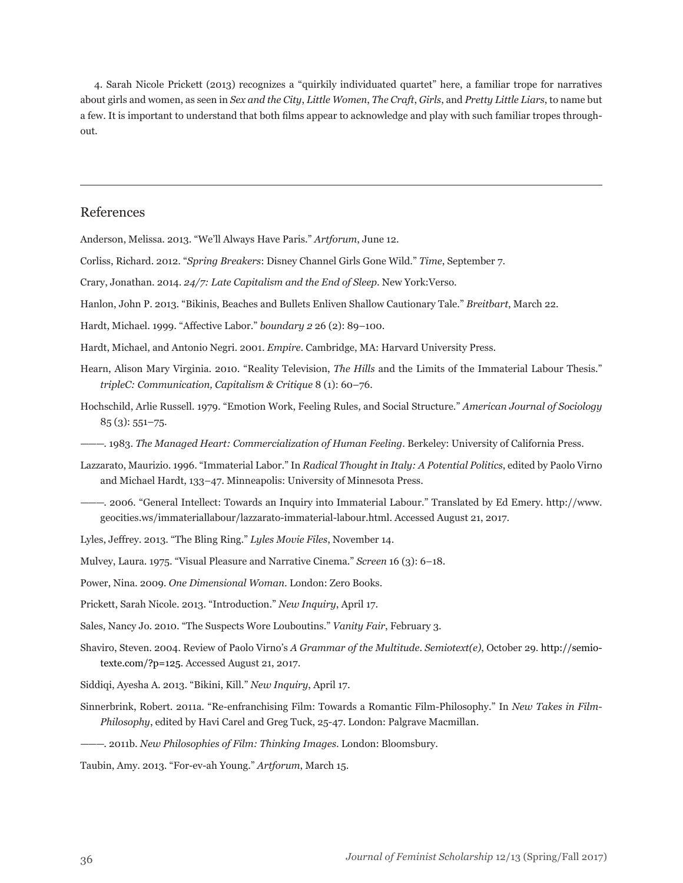4. Sarah Nicole Prickett (2013) recognizes a "quirkily individuated quartet" here, a familiar trope for narratives about girls and women, as seen in *Sex and the City*, *Little Women*, *The Craft*, *Girls*, and *Pretty Little Liars*, to name but a few. It is important to understand that both films appear to acknowledge and play with such familiar tropes throughout.

---

## References

Anderson, Melissa. 2013. "We'll Always Have Paris." *Artforum*, June 12.

Corliss, Richard. 2012. "*Spring Breakers*: Disney Channel Girls Gone Wild." *Time*, September 7.

Crary, Jonathan. 2014. *24/7: Late Capitalism and the End of Sleep*. New York:Verso.

Hanlon, John P. 2013. "Bikinis, Beaches and Bullets Enliven Shallow Cautionary Tale." *Breitbart*, March 22.

Hardt, Michael. 1999. "Affective Labor." *boundary 2* 26 (2): 89–100.

Hardt, Michael, and Antonio Negri. 2001. *Empire*. Cambridge, MA: Harvard University Press.

Hearn, Alison Mary Virginia. 2010. "Reality Television, *The Hills* and the Limits of the Immaterial Labour Thesis." *tripleC: Communication, Capitalism & Critique* 8 (1): 60–76.

Hochschild, Arlie Russell. 1979. "Emotion Work, Feeling Rules, and Social Structure." *American Journal of Sociology* 85 (3): 551–75.

———. 1983. *The Managed Heart: Commercialization of Human Feeling*. Berkeley: University of California Press.

Lazzarato, Maurizio. 1996. "Immaterial Labor." In *Radical Thought in Italy: A Potential Politics*, edited by Paolo Virno and Michael Hardt, 133–47. Minneapolis: University of Minnesota Press.

———. 2006. "General Intellect: Towards an Inquiry into Immaterial Labour." Translated by Ed Emery. http://www.geocities.ws/immateriallabour/lazzarato-immaterial-labour.html. Accessed August 21, 2017.

Lyles, Jeffrey. 2013. "The Bling Ring." *Lyles Movie Files*, November 14.

Mulvey, Laura. 1975. "Visual Pleasure and Narrative Cinema." *Screen* 16 (3): 6–18.

Power, Nina. 2009. *One Dimensional Woman*. London: Zero Books.

Prickett, Sarah Nicole. 2013. "Introduction." *New Inquiry*, April 17.

Sales, Nancy Jo. 2010. "The Suspects Wore Louboutins." *Vanity Fair*, February 3.

Shaviro, Steven. 2004. Review of Paolo Virno's *A Grammar of the Multitude*. *Semiotext(e)*, October 29. http://semiotexte.com/?p=125. Accessed August 21, 2017.

Siddiqi, Ayesha A. 2013. "Bikini, Kill." *New Inquiry*, April 17.

Sinnerbrink, Robert. 2011a. "Re-enfranchising Film: Towards a Romantic Film-Philosophy." In *New Takes in Film-Philosophy*, edited by Havi Carel and Greg Tuck, 25-47. London: Palgrave Macmillan.

———. 2011b. *New Philosophies of Film: Thinking Images*. London: Bloomsbury.

Taubin, Amy. 2013. "For-ev-ah Young." *Artforum*, March 15.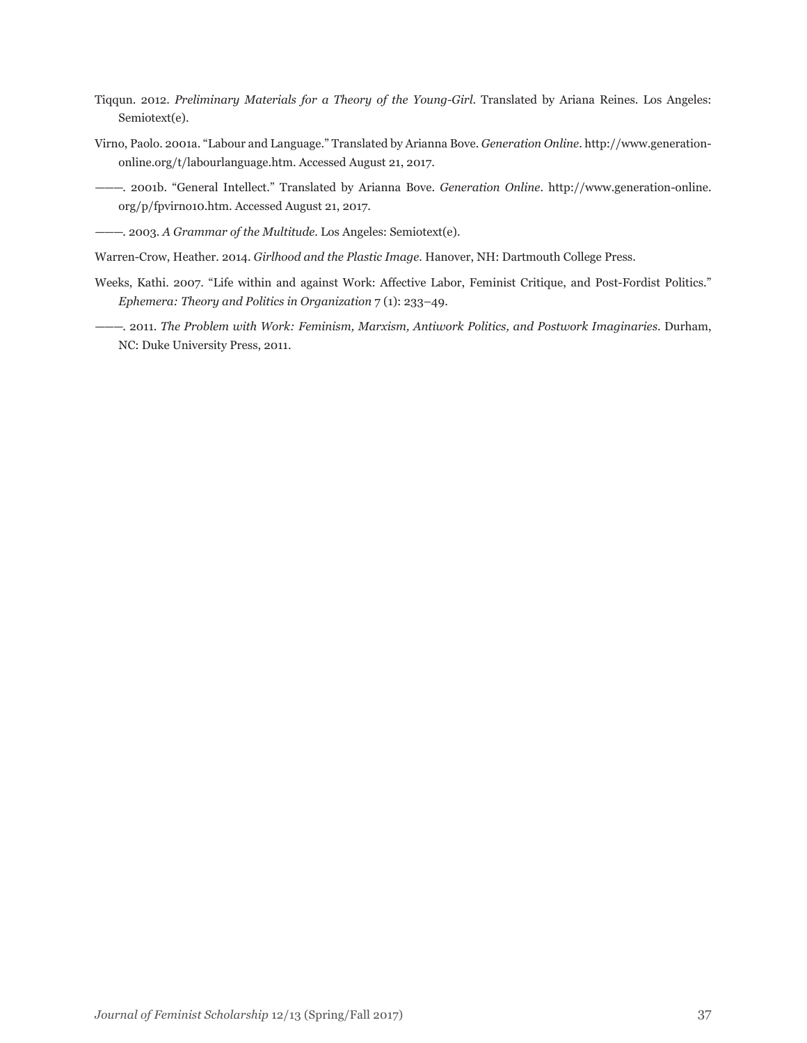Tiqqun. 2012. *Preliminary Materials for a Theory of the Young-Girl*. Translated by Ariana Reines. Los Angeles: Semiotext(e).

Virno, Paolo. 2001a. "Labour and Language." Translated by Arianna Bove. *Generation Online*. http://www.generation-online.org/t/labourlanguage.htm. Accessed August 21, 2017.

———. 2001b. "General Intellect." Translated by Arianna Bove. *Generation Online*. http://www.generation-online.org/p/fpvirno10.htm. Accessed August 21, 2017.

———. 2003. *A Grammar of the Multitude*. Los Angeles: Semiotext(e).

Warren-Crow, Heather. 2014. *Girlhood and the Plastic Image*. Hanover, NH: Dartmouth College Press.

Weeks, Kathi. 2007. "Life within and against Work: Affective Labor, Feminist Critique, and Post-Fordist Politics." *Ephemera: Theory and Politics in Organization* 7 (1): 233–49.

———. 2011. *The Problem with Work: Feminism, Marxism, Antiwork Politics, and Postwork Imaginaries*. Durham, NC: Duke University Press, 2011.